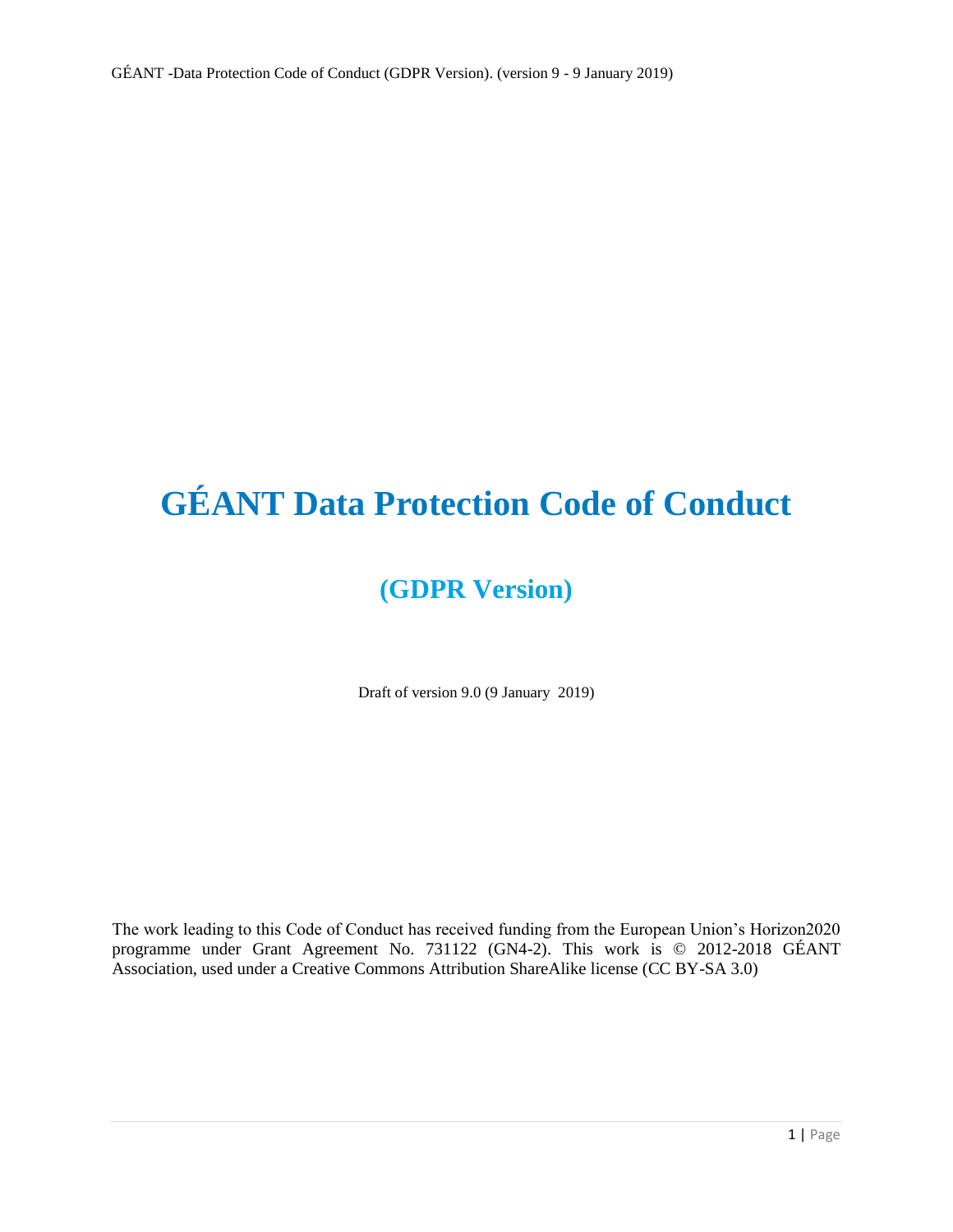# GÉANT Data Protection Code of Conduct

## (GDPR Version)

Draft of version 9.0 (9 January 2019)

The work leading to this Code of Conduct has received funding from the European Union's Horizon2020 programme under Grant Agreement No. 731122 (GN4-2). This work is © 2012-2018 GÉANT Association, used under a Creative Commons Attribution ShareAlike license (CC BY-SA 3.0)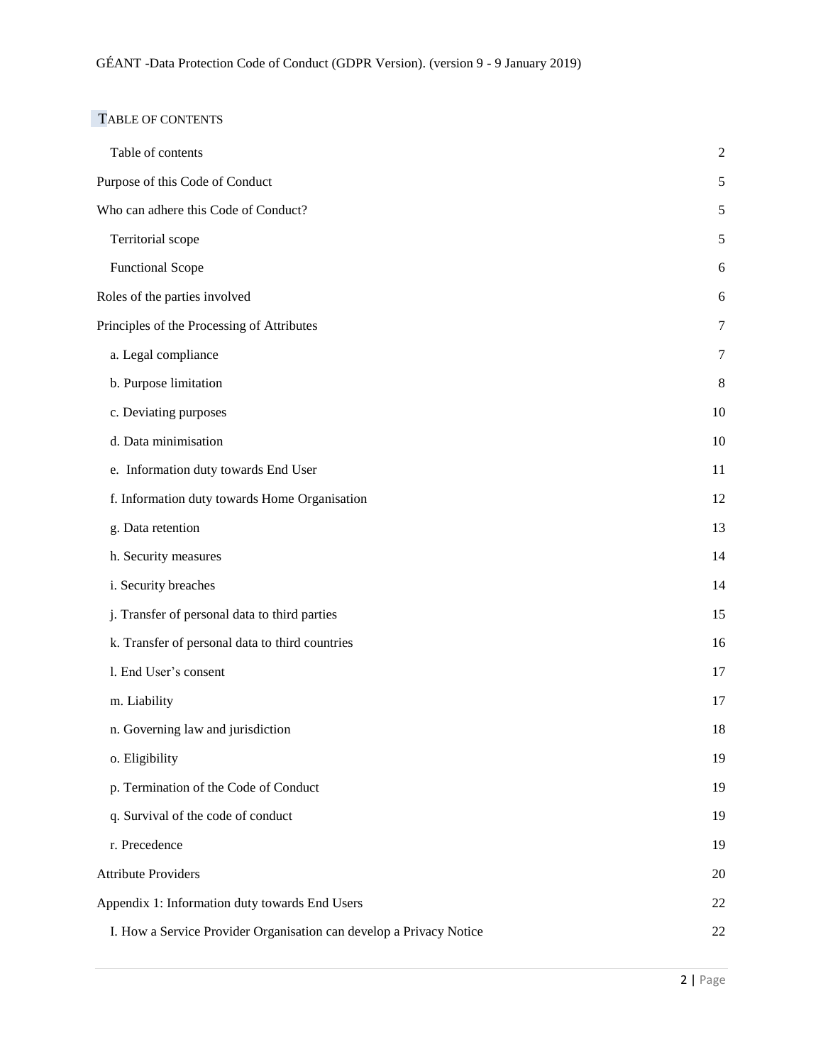# Table of Contents

| | |
|---|---|
| Table of contents | 2 |
| Purpose of this Code of Conduct | 5 |
| Who can adhere this Code of Conduct? | 5 |
| Territorial scope | 5 |
| Functional Scope | 6 |
| Roles of the parties involved | 6 |
| Principles of the Processing of Attributes | 7 |
| a. Legal compliance | 7 |
| b. Purpose limitation | 8 |
| c. Deviating purposes | 10 |
| d. Data minimisation | 10 |
| e. Information duty towards End User | 11 |
| f. Information duty towards Home Organisation | 12 |
| g. Data retention | 13 |
| h. Security measures | 14 |
| i. Security breaches | 14 |
| j. Transfer of personal data to third parties | 15 |
| k. Transfer of personal data to third countries | 16 |
| l. End User's consent | 17 |
| m. Liability | 17 |
| n. Governing law and jurisdiction | 18 |
| o. Eligibility | 19 |
| p. Termination of the Code of Conduct | 19 |
| q. Survival of the code of conduct | 19 |
| r. Precedence | 19 |
| Attribute Providers | 20 |
| Appendix 1: Information duty towards End Users | 22 |
| I. How a Service Provider Organisation can develop a Privacy Notice | 22 |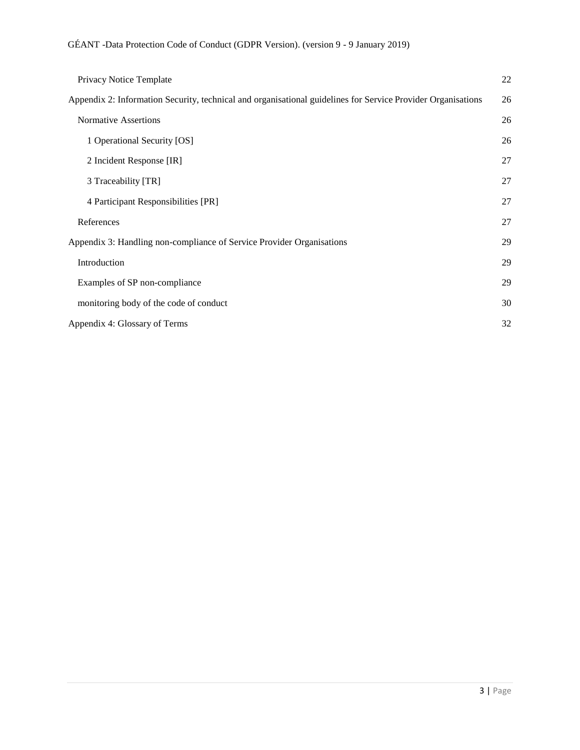| | |
|---|---|
| Privacy Notice Template | 22 |
| Appendix 2: Information Security, technical and organisational guidelines for Service Provider Organisations | 26 |
| Normative Assertions | 26 |
| 1 Operational Security [OS] | 26 |
| 2 Incident Response [IR] | 27 |
| 3 Traceability [TR] | 27 |
| 4 Participant Responsibilities [PR] | 27 |
| References | 27 |
| Appendix 3: Handling non-compliance of Service Provider Organisations | 29 |
| Introduction | 29 |
| Examples of SP non-compliance | 29 |
| monitoring body of the code of conduct | 30 |
| Appendix 4: Glossary of Terms | 32 |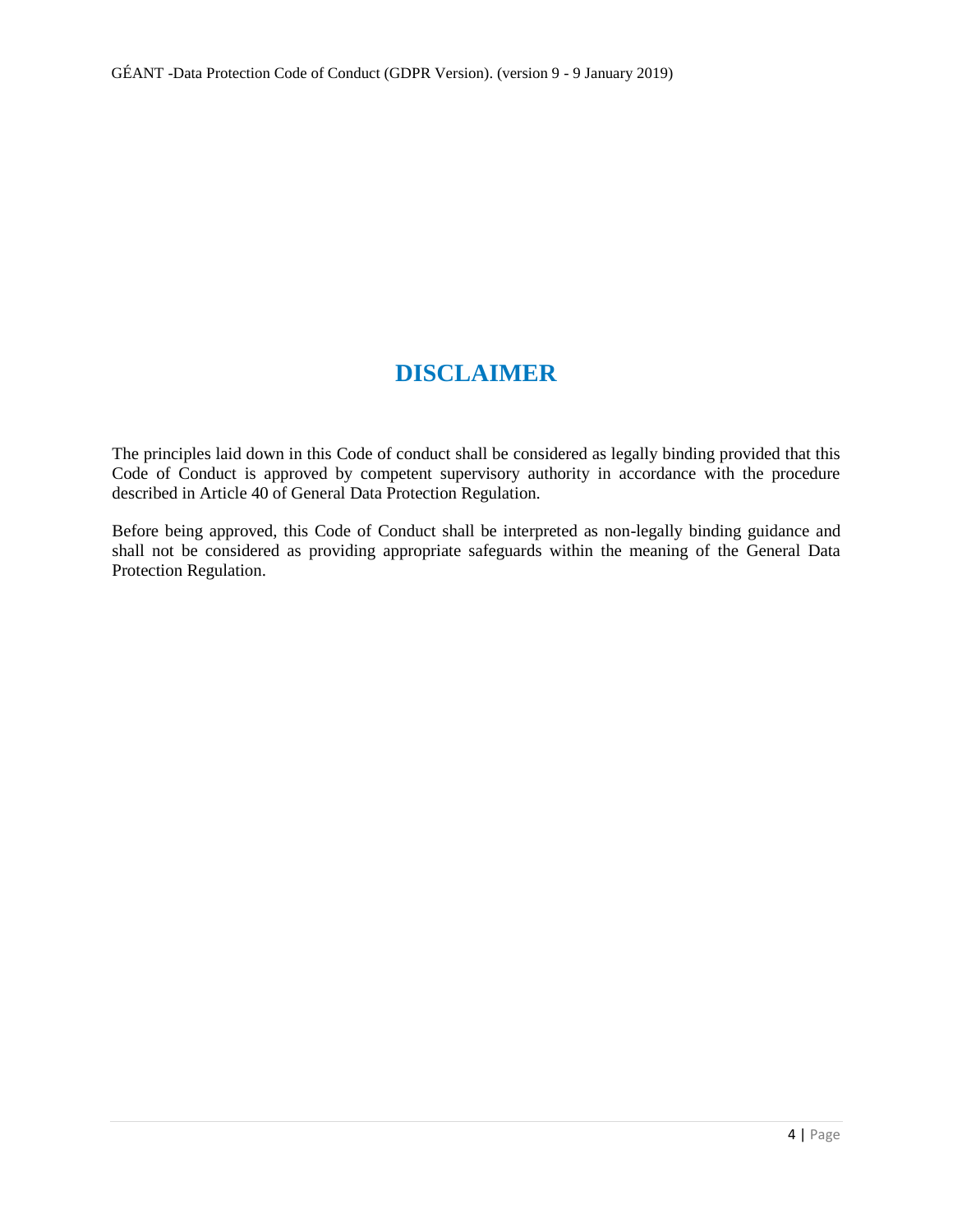# DISCLAIMER

The principles laid down in this Code of conduct shall be considered as legally binding provided that this Code of Conduct is approved by competent supervisory authority in accordance with the procedure described in Article 40 of General Data Protection Regulation.

Before being approved, this Code of Conduct shall be interpreted as non-legally binding guidance and shall not be considered as providing appropriate safeguards within the meaning of the General Data Protection Regulation.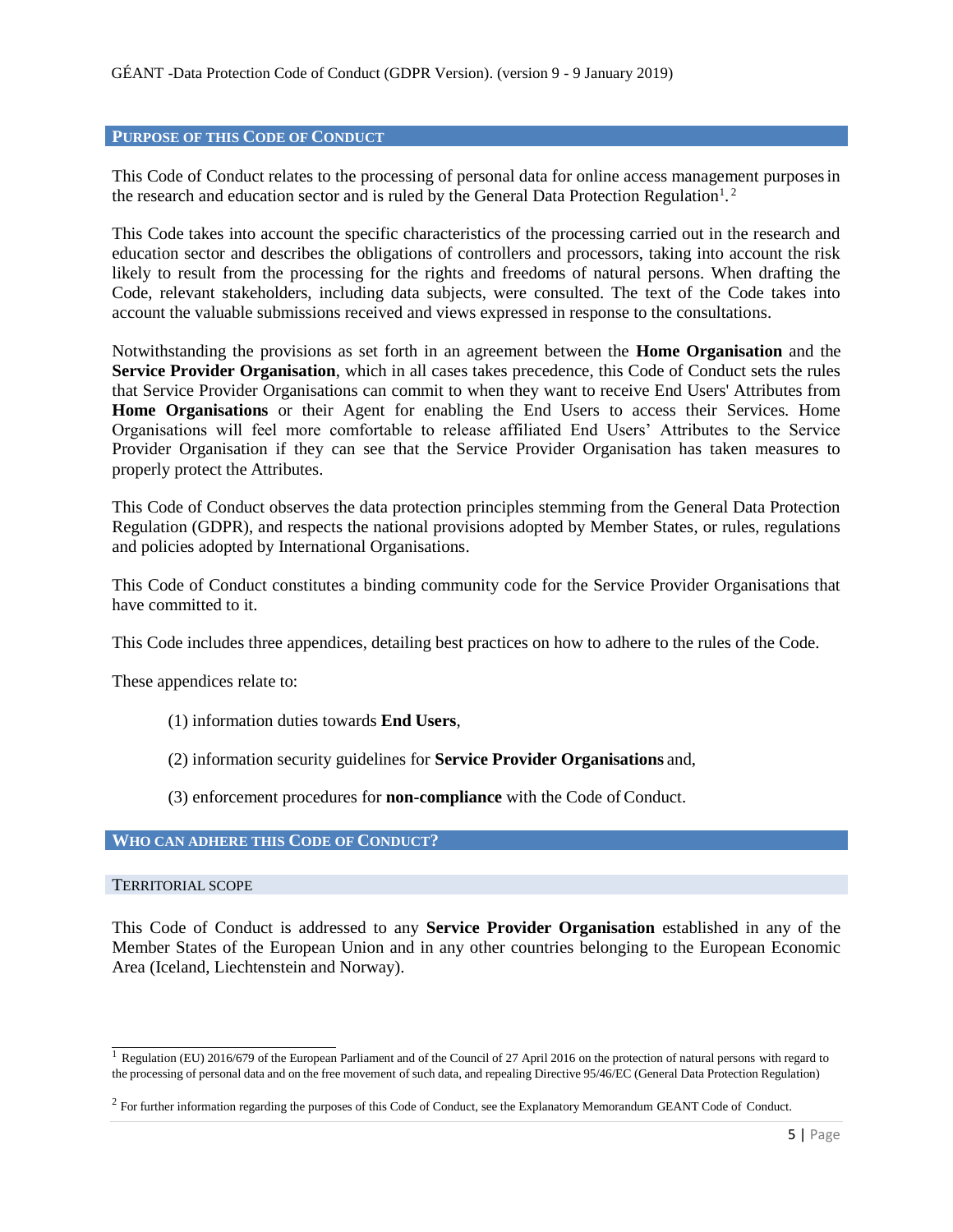## PURPOSE OF THIS CODE OF CONDUCT

This Code of Conduct relates to the processing of personal data for online access management purposes in the research and education sector and is ruled by the General Data Protection Regulation[1].[2]

This Code takes into account the specific characteristics of the processing carried out in the research and education sector and describes the obligations of controllers and processors, taking into account the risk likely to result from the processing for the rights and freedoms of natural persons. When drafting the Code, relevant stakeholders, including data subjects, were consulted. The text of the Code takes into account the valuable submissions received and views expressed in response to the consultations.

Notwithstanding the provisions as set forth in an agreement between the **Home Organisation** and the **Service Provider Organisation**, which in all cases takes precedence, this Code of Conduct sets the rules that Service Provider Organisations can commit to when they want to receive End Users' Attributes from **Home Organisations** or their Agent for enabling the End Users to access their Services. Home Organisations will feel more comfortable to release affiliated End Users' Attributes to the Service Provider Organisation if they can see that the Service Provider Organisation has taken measures to properly protect the Attributes.

This Code of Conduct observes the data protection principles stemming from the General Data Protection Regulation (GDPR), and respects the national provisions adopted by Member States, or rules, regulations and policies adopted by International Organisations.

This Code of Conduct constitutes a binding community code for the Service Provider Organisations that have committed to it.

This Code includes three appendices, detailing best practices on how to adhere to the rules of the Code.

These appendices relate to:

(1) information duties towards **End Users**,

(2) information security guidelines for **Service Provider Organisations** and,

(3) enforcement procedures for **non-compliance** with the Code of Conduct.

## WHO CAN ADHERE THIS CODE OF CONDUCT?

### TERRITORIAL SCOPE

This Code of Conduct is addressed to any **Service Provider Organisation** established in any of the Member States of the European Union and in any other countries belonging to the European Economic Area (Iceland, Liechtenstein and Norway).

---

[1] Regulation (EU) 2016/679 of the European Parliament and of the Council of 27 April 2016 on the protection of natural persons with regard to the processing of personal data and on the free movement of such data, and repealing Directive 95/46/EC (General Data Protection Regulation)

[2] For further information regarding the purposes of this Code of Conduct, see the Explanatory Memorandum GEANT Code of Conduct.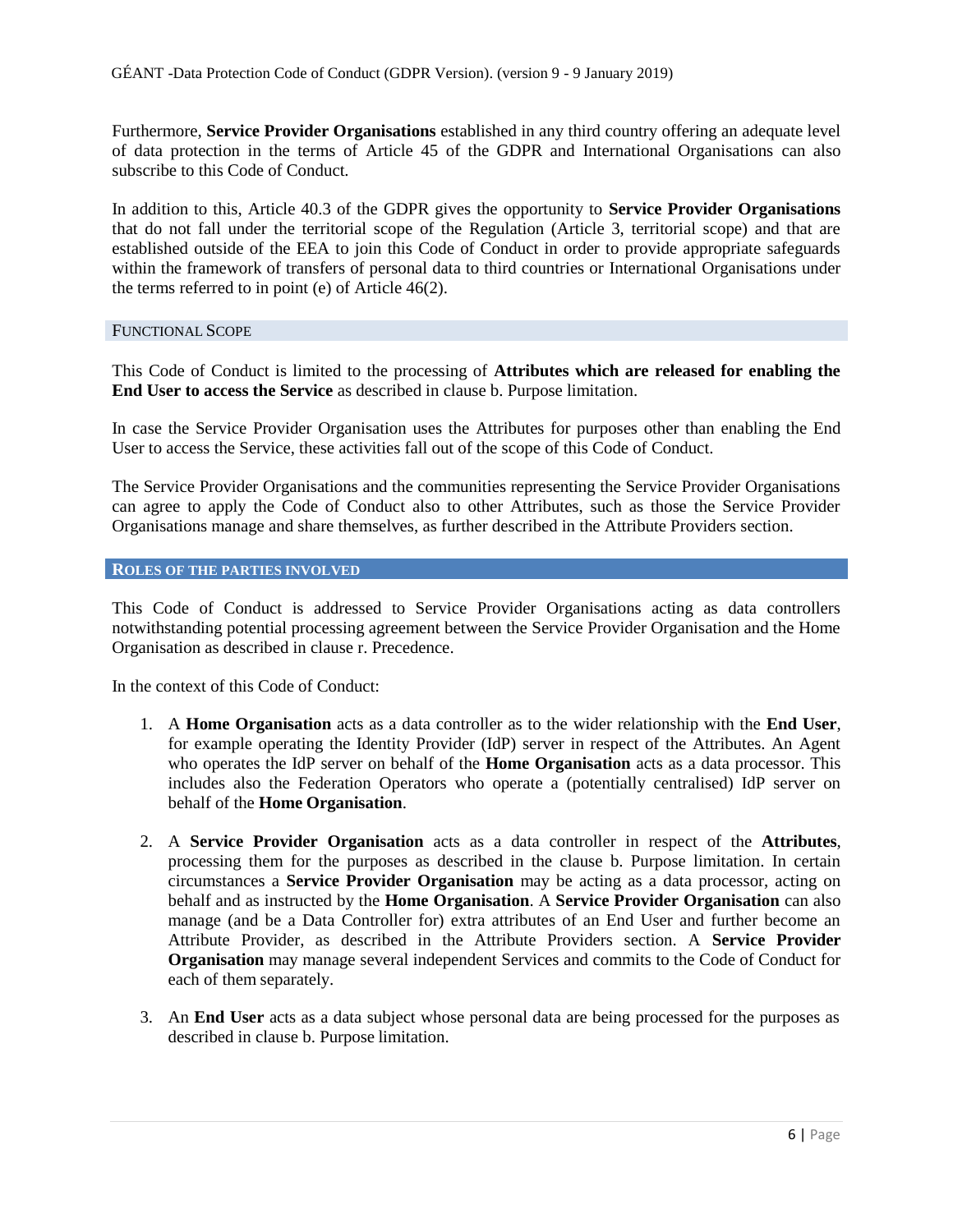Furthermore, **Service Provider Organisations** established in any third country offering an adequate level of data protection in the terms of Article 45 of the GDPR and International Organisations can also subscribe to this Code of Conduct.

In addition to this, Article 40.3 of the GDPR gives the opportunity to **Service Provider Organisations** that do not fall under the territorial scope of the Regulation (Article 3, territorial scope) and that are established outside of the EEA to join this Code of Conduct in order to provide appropriate safeguards within the framework of transfers of personal data to third countries or International Organisations under the terms referred to in point (e) of Article 46(2).

### FUNCTIONAL SCOPE

This Code of Conduct is limited to the processing of **Attributes which are released for enabling the End User to access the Service** as described in clause b. Purpose limitation.

In case the Service Provider Organisation uses the Attributes for purposes other than enabling the End User to access the Service, these activities fall out of the scope of this Code of Conduct.

The Service Provider Organisations and the communities representing the Service Provider Organisations can agree to apply the Code of Conduct also to other Attributes, such as those the Service Provider Organisations manage and share themselves, as further described in the Attribute Providers section.

## ROLES OF THE PARTIES INVOLVED

This Code of Conduct is addressed to Service Provider Organisations acting as data controllers notwithstanding potential processing agreement between the Service Provider Organisation and the Home Organisation as described in clause r. Precedence.

In the context of this Code of Conduct:

1. A **Home Organisation** acts as a data controller as to the wider relationship with the **End User**, for example operating the Identity Provider (IdP) server in respect of the Attributes. An Agent who operates the IdP server on behalf of the **Home Organisation** acts as a data processor. This includes also the Federation Operators who operate a (potentially centralised) IdP server on behalf of the **Home Organisation**.

2. A **Service Provider Organisation** acts as a data controller in respect of the **Attributes**, processing them for the purposes as described in the clause b. Purpose limitation. In certain circumstances a **Service Provider Organisation** may be acting as a data processor, acting on behalf and as instructed by the **Home Organisation**. A **Service Provider Organisation** can also manage (and be a Data Controller for) extra attributes of an End User and further become an Attribute Provider, as described in the Attribute Providers section. A **Service Provider Organisation** may manage several independent Services and commits to the Code of Conduct for each of them separately.

3. An **End User** acts as a data subject whose personal data are being processed for the purposes as described in clause b. Purpose limitation.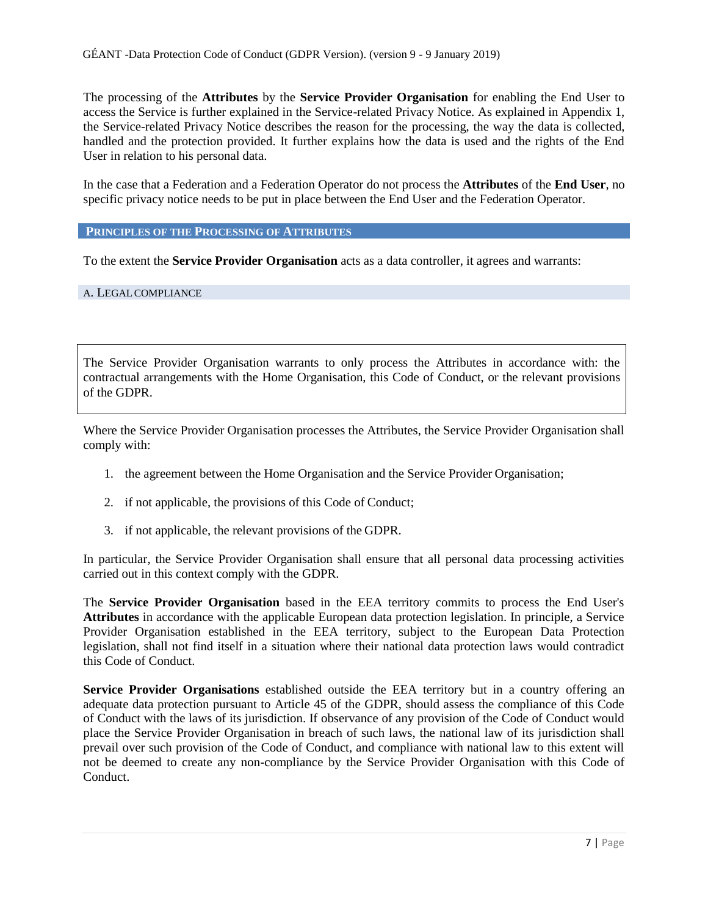The processing of the **Attributes** by the **Service Provider Organisation** for enabling the End User to access the Service is further explained in the Service-related Privacy Notice. As explained in Appendix 1, the Service-related Privacy Notice describes the reason for the processing, the way the data is collected, handled and the protection provided. It further explains how the data is used and the rights of the End User in relation to his personal data.

In the case that a Federation and a Federation Operator do not process the **Attributes** of the **End User**, no specific privacy notice needs to be put in place between the End User and the Federation Operator.

## PRINCIPLES OF THE PROCESSING OF ATTRIBUTES

To the extent the **Service Provider Organisation** acts as a data controller, it agrees and warrants:

### A. LEGAL COMPLIANCE

> The Service Provider Organisation warrants to only process the Attributes in accordance with: the contractual arrangements with the Home Organisation, this Code of Conduct, or the relevant provisions of the GDPR.

Where the Service Provider Organisation processes the Attributes, the Service Provider Organisation shall comply with:

1. the agreement between the Home Organisation and the Service Provider Organisation;
2. if not applicable, the provisions of this Code of Conduct;
3. if not applicable, the relevant provisions of the GDPR.

In particular, the Service Provider Organisation shall ensure that all personal data processing activities carried out in this context comply with the GDPR.

The **Service Provider Organisation** based in the EEA territory commits to process the End User's **Attributes** in accordance with the applicable European data protection legislation. In principle, a Service Provider Organisation established in the EEA territory, subject to the European Data Protection legislation, shall not find itself in a situation where their national data protection laws would contradict this Code of Conduct.

**Service Provider Organisations** established outside the EEA territory but in a country offering an adequate data protection pursuant to Article 45 of the GDPR, should assess the compliance of this Code of Conduct with the laws of its jurisdiction. If observance of any provision of the Code of Conduct would place the Service Provider Organisation in breach of such laws, the national law of its jurisdiction shall prevail over such provision of the Code of Conduct, and compliance with national law to this extent will not be deemed to create any non-compliance by the Service Provider Organisation with this Code of Conduct.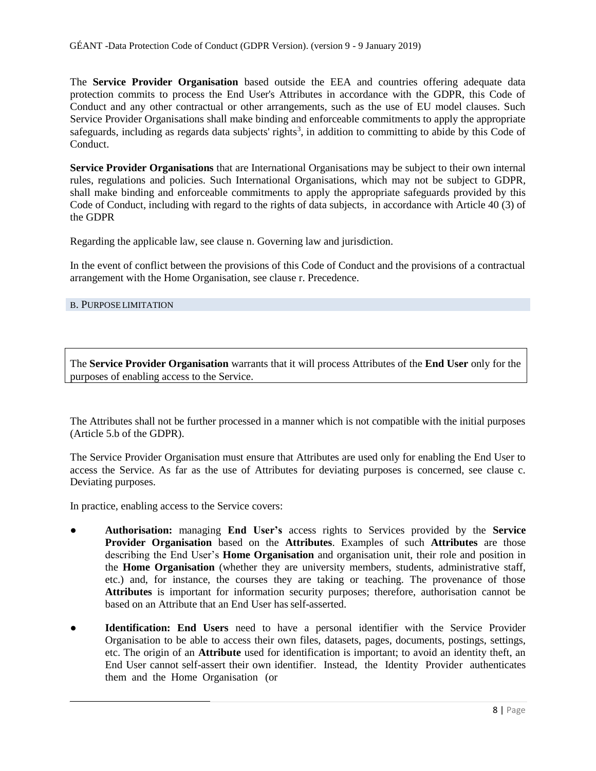The **Service Provider Organisation** based outside the EEA and countries offering adequate data protection commits to process the End User's Attributes in accordance with the GDPR, this Code of Conduct and any other contractual or other arrangements, such as the use of EU model clauses. Such Service Provider Organisations shall make binding and enforceable commitments to apply the appropriate safeguards, including as regards data subjects' rights[3], in addition to committing to abide by this Code of Conduct.

**Service Provider Organisations** that are International Organisations may be subject to their own internal rules, regulations and policies. Such International Organisations, which may not be subject to GDPR, shall make binding and enforceable commitments to apply the appropriate safeguards provided by this Code of Conduct, including with regard to the rights of data subjects, in accordance with Article 40 (3) of the GDPR

Regarding the applicable law, see clause n. Governing law and jurisdiction.

In the event of conflict between the provisions of this Code of Conduct and the provisions of a contractual arrangement with the Home Organisation, see clause r. Precedence.

## B. PURPOSE LIMITATION

The **Service Provider Organisation** warrants that it will process Attributes of the **End User** only for the purposes of enabling access to the Service.

The Attributes shall not be further processed in a manner which is not compatible with the initial purposes (Article 5.b of the GDPR).

The Service Provider Organisation must ensure that Attributes are used only for enabling the End User to access the Service. As far as the use of Attributes for deviating purposes is concerned, see clause c. Deviating purposes.

In practice, enabling access to the Service covers:

- **Authorisation:** managing **End User's** access rights to Services provided by the **Service Provider Organisation** based on the **Attributes**. Examples of such **Attributes** are those describing the End User's **Home Organisation** and organisation unit, their role and position in the **Home Organisation** (whether they are university members, students, administrative staff, etc.) and, for instance, the courses they are taking or teaching. The provenance of those **Attributes** is important for information security purposes; therefore, authorisation cannot be based on an Attribute that an End User has self-asserted.
- **Identification: End Users** need to have a personal identifier with the Service Provider Organisation to be able to access their own files, datasets, pages, documents, postings, settings, etc. The origin of an **Attribute** used for identification is important; to avoid an identity theft, an End User cannot self-assert their own identifier. Instead, the Identity Provider authenticates them and the Home Organisation (or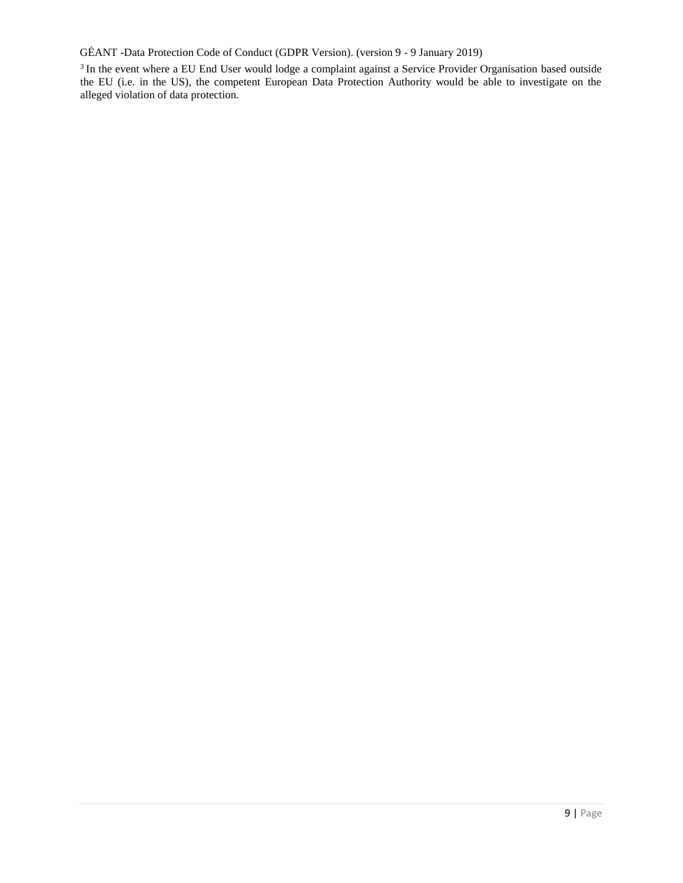[3] In the event where a EU End User would lodge a complaint against a Service Provider Organisation based outside the EU (i.e. in the US), the competent European Data Protection Authority would be able to investigate on the alleged violation of data protection.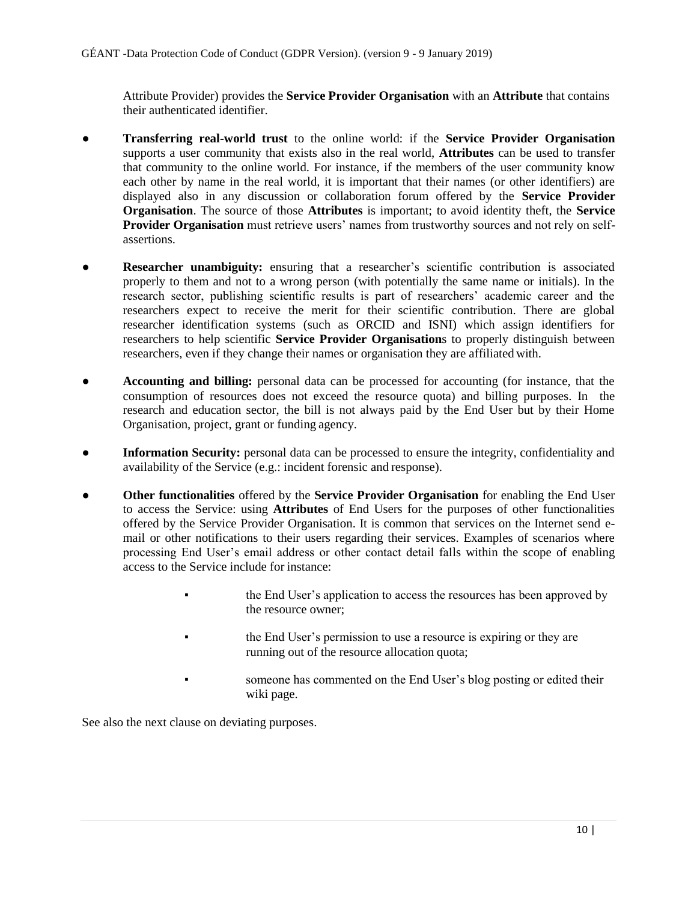Attribute Provider) provides the **Service Provider Organisation** with an **Attribute** that contains their authenticated identifier.

- **Transferring real-world trust** to the online world: if the **Service Provider Organisation** supports a user community that exists also in the real world, **Attributes** can be used to transfer that community to the online world. For instance, if the members of the user community know each other by name in the real world, it is important that their names (or other identifiers) are displayed also in any discussion or collaboration forum offered by the **Service Provider Organisation**. The source of those **Attributes** is important; to avoid identity theft, the **Service Provider Organisation** must retrieve users' names from trustworthy sources and not rely on self-assertions.

- **Researcher unambiguity:** ensuring that a researcher's scientific contribution is associated properly to them and not to a wrong person (with potentially the same name or initials). In the research sector, publishing scientific results is part of researchers' academic career and the researchers expect to receive the merit for their scientific contribution. There are global researcher identification systems (such as ORCID and ISNI) which assign identifiers for researchers to help scientific **Service Provider Organisation**s to properly distinguish between researchers, even if they change their names or organisation they are affiliated with.

- **Accounting and billing:** personal data can be processed for accounting (for instance, that the consumption of resources does not exceed the resource quota) and billing purposes. In the research and education sector, the bill is not always paid by the End User but by their Home Organisation, project, grant or funding agency.

- **Information Security:** personal data can be processed to ensure the integrity, confidentiality and availability of the Service (e.g.: incident forensic and response).

- **Other functionalities** offered by the **Service Provider Organisation** for enabling the End User to access the Service: using **Attributes** of End Users for the purposes of other functionalities offered by the Service Provider Organisation. It is common that services on the Internet send e-mail or other notifications to their users regarding their services. Examples of scenarios where processing End User's email address or other contact detail falls within the scope of enabling access to the Service include for instance:

    - the End User's application to access the resources has been approved by the resource owner;
    - the End User's permission to use a resource is expiring or they are running out of the resource allocation quota;
    - someone has commented on the End User's blog posting or edited their wiki page.

See also the next clause on deviating purposes.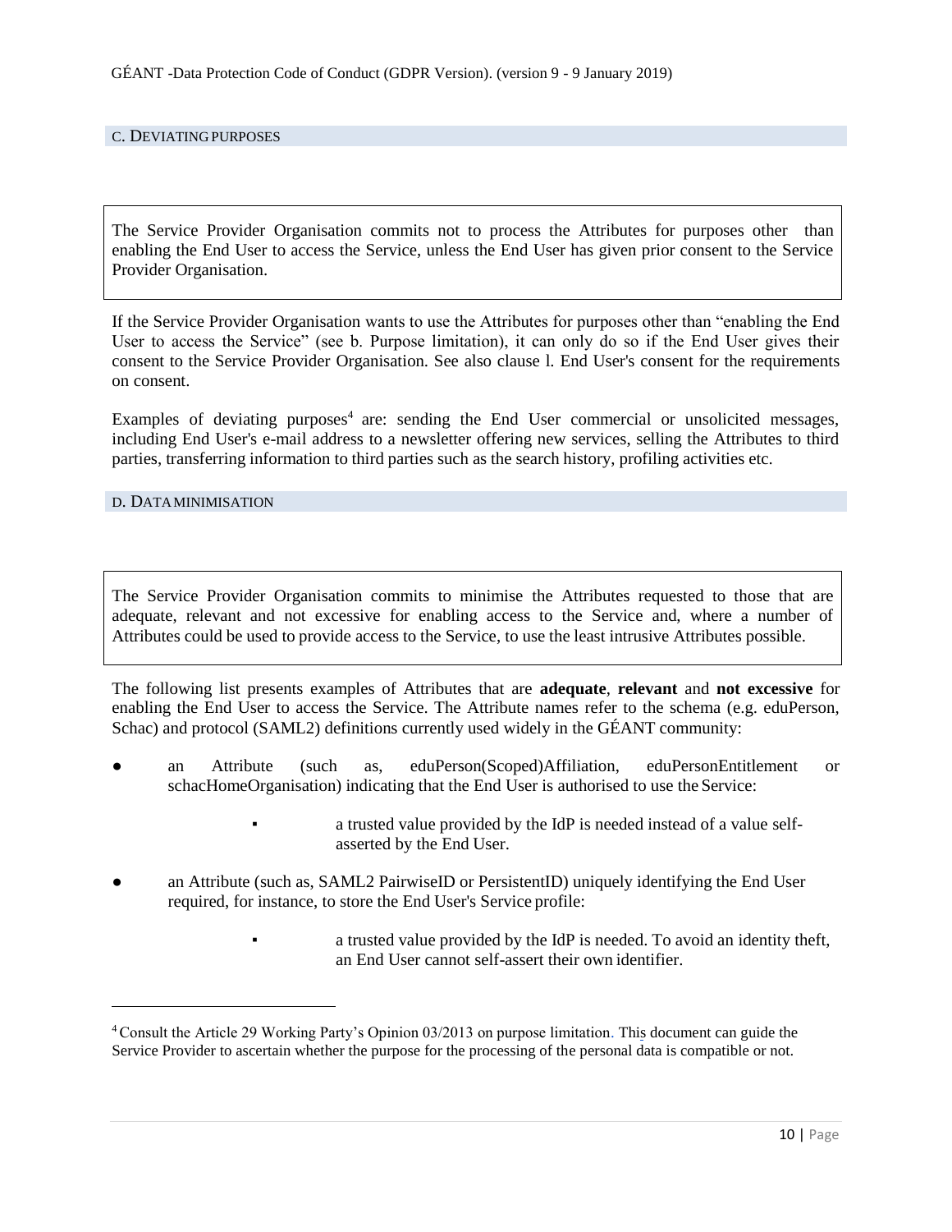## C. DEVIATING PURPOSES

> The Service Provider Organisation commits not to process the Attributes for purposes other than enabling the End User to access the Service, unless the End User has given prior consent to the Service Provider Organisation.

If the Service Provider Organisation wants to use the Attributes for purposes other than "enabling the End User to access the Service" (see b. Purpose limitation), it can only do so if the End User gives their consent to the Service Provider Organisation. See also clause l. End User's consent for the requirements on consent.

Examples of deviating purposes[4] are: sending the End User commercial or unsolicited messages, including End User's e-mail address to a newsletter offering new services, selling the Attributes to third parties, transferring information to third parties such as the search history, profiling activities etc.

## D. DATA MINIMISATION

> The Service Provider Organisation commits to minimise the Attributes requested to those that are adequate, relevant and not excessive for enabling access to the Service and, where a number of Attributes could be used to provide access to the Service, to use the least intrusive Attributes possible.

The following list presents examples of Attributes that are **adequate**, **relevant** and **not excessive** for enabling the End User to access the Service. The Attribute names refer to the schema (e.g. eduPerson, Schac) and protocol (SAML2) definitions currently used widely in the GÉANT community:

- an Attribute (such as, eduPerson(Scoped)Affiliation, eduPersonEntitlement or schacHomeOrganisation) indicating that the End User is authorised to use the Service:
  - a trusted value provided by the IdP is needed instead of a value self-asserted by the End User.
- an Attribute (such as, SAML2 PairwiseID or PersistentID) uniquely identifying the End User required, for instance, to store the End User's Service profile:
  - a trusted value provided by the IdP is needed. To avoid an identity theft, an End User cannot self-assert their own identifier.

[4] Consult the Article 29 Working Party's Opinion 03/2013 on purpose limitation. This document can guide the Service Provider to ascertain whether the purpose for the processing of the personal data is compatible or not.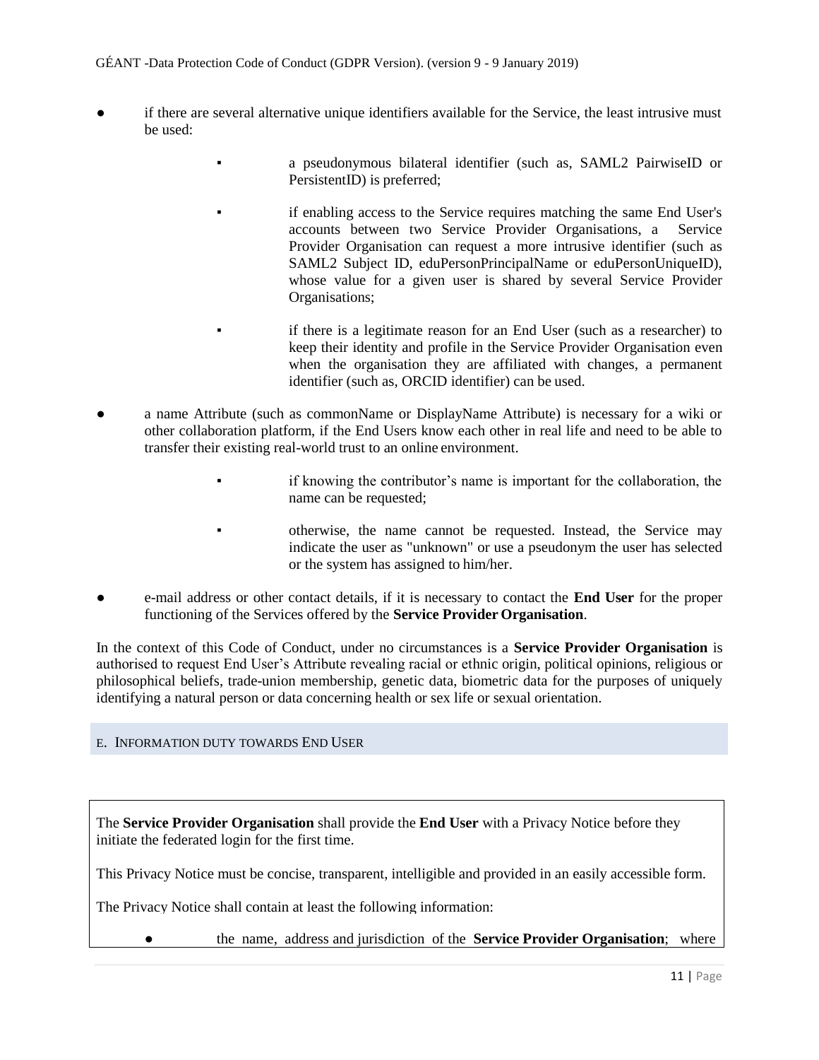- if there are several alternative unique identifiers available for the Service, the least intrusive must be used:
  - a pseudonymous bilateral identifier (such as, SAML2 PairwiseID or PersistentID) is preferred;
  - if enabling access to the Service requires matching the same End User's accounts between two Service Provider Organisations, a Service Provider Organisation can request a more intrusive identifier (such as SAML2 Subject ID, eduPersonPrincipalName or eduPersonUniqueID), whose value for a given user is shared by several Service Provider Organisations;
  - if there is a legitimate reason for an End User (such as a researcher) to keep their identity and profile in the Service Provider Organisation even when the organisation they are affiliated with changes, a permanent identifier (such as, ORCID identifier) can be used.
- a name Attribute (such as commonName or DisplayName Attribute) is necessary for a wiki or other collaboration platform, if the End Users know each other in real life and need to be able to transfer their existing real-world trust to an online environment.
  - if knowing the contributor's name is important for the collaboration, the name can be requested;
  - otherwise, the name cannot be requested. Instead, the Service may indicate the user as "unknown" or use a pseudonym the user has selected or the system has assigned to him/her.
- e-mail address or other contact details, if it is necessary to contact the **End User** for the proper functioning of the Services offered by the **Service Provider Organisation**.

In the context of this Code of Conduct, under no circumstances is a **Service Provider Organisation** is authorised to request End User's Attribute revealing racial or ethnic origin, political opinions, religious or philosophical beliefs, trade-union membership, genetic data, biometric data for the purposes of uniquely identifying a natural person or data concerning health or sex life or sexual orientation.

## E. Information duty towards End User

The **Service Provider Organisation** shall provide the **End User** with a Privacy Notice before they initiate the federated login for the first time.

This Privacy Notice must be concise, transparent, intelligible and provided in an easily accessible form.

The Privacy Notice shall contain at least the following information:

- the name, address and jurisdiction of the **Service Provider Organisation**; where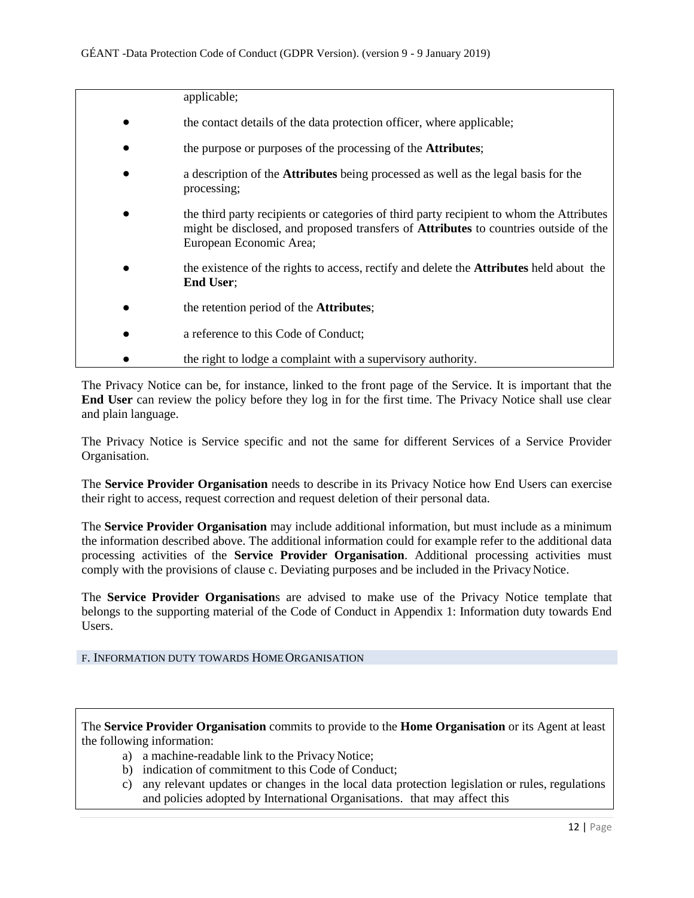applicable;

- the contact details of the data protection officer, where applicable;
- the purpose or purposes of the processing of the **Attributes**;
- a description of the **Attributes** being processed as well as the legal basis for the processing;
- the third party recipients or categories of third party recipient to whom the Attributes might be disclosed, and proposed transfers of **Attributes** to countries outside of the European Economic Area;
- the existence of the rights to access, rectify and delete the **Attributes** held about the **End User**;
- the retention period of the **Attributes**;
- a reference to this Code of Conduct;
- the right to lodge a complaint with a supervisory authority.

The Privacy Notice can be, for instance, linked to the front page of the Service. It is important that the **End User** can review the policy before they log in for the first time. The Privacy Notice shall use clear and plain language.

The Privacy Notice is Service specific and not the same for different Services of a Service Provider Organisation.

The **Service Provider Organisation** needs to describe in its Privacy Notice how End Users can exercise their right to access, request correction and request deletion of their personal data.

The **Service Provider Organisation** may include additional information, but must include as a minimum the information described above. The additional information could for example refer to the additional data processing activities of the **Service Provider Organisation**. Additional processing activities must comply with the provisions of clause c. Deviating purposes and be included in the Privacy Notice.

The **Service Provider Organisation**s are advised to make use of the Privacy Notice template that belongs to the supporting material of the Code of Conduct in Appendix 1: Information duty towards End Users.

## F. Information duty towards Home Organisation

The **Service Provider Organisation** commits to provide to the **Home Organisation** or its Agent at least the following information:

a) a machine-readable link to the Privacy Notice;
b) indication of commitment to this Code of Conduct;
c) any relevant updates or changes in the local data protection legislation or rules, regulations and policies adopted by International Organisations. that may affect this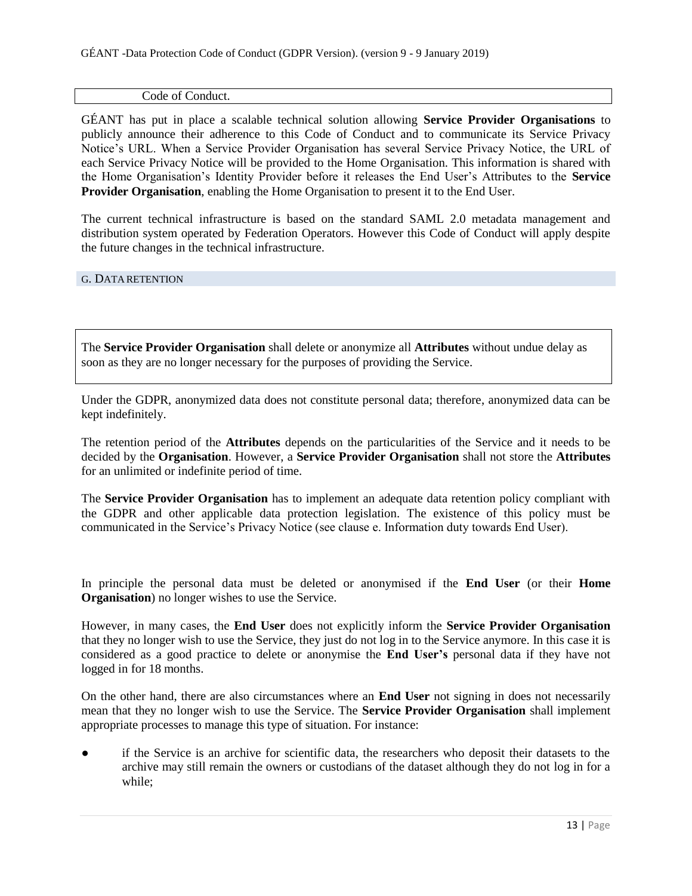Code of Conduct.

GÉANT has put in place a scalable technical solution allowing **Service Provider Organisations** to publicly announce their adherence to this Code of Conduct and to communicate its Service Privacy Notice's URL. When a Service Provider Organisation has several Service Privacy Notice, the URL of each Service Privacy Notice will be provided to the Home Organisation. This information is shared with the Home Organisation's Identity Provider before it releases the End User's Attributes to the **Service Provider Organisation**, enabling the Home Organisation to present it to the End User.

The current technical infrastructure is based on the standard SAML 2.0 metadata management and distribution system operated by Federation Operators. However this Code of Conduct will apply despite the future changes in the technical infrastructure.

## G. DATA RETENTION

The **Service Provider Organisation** shall delete or anonymize all **Attributes** without undue delay as soon as they are no longer necessary for the purposes of providing the Service.

Under the GDPR, anonymized data does not constitute personal data; therefore, anonymized data can be kept indefinitely.

The retention period of the **Attributes** depends on the particularities of the Service and it needs to be decided by the **Organisation**. However, a **Service Provider Organisation** shall not store the **Attributes** for an unlimited or indefinite period of time.

The **Service Provider Organisation** has to implement an adequate data retention policy compliant with the GDPR and other applicable data protection legislation. The existence of this policy must be communicated in the Service's Privacy Notice (see clause e. Information duty towards End User).

In principle the personal data must be deleted or anonymised if the **End User** (or their **Home Organisation**) no longer wishes to use the Service.

However, in many cases, the **End User** does not explicitly inform the **Service Provider Organisation** that they no longer wish to use the Service, they just do not log in to the Service anymore. In this case it is considered as a good practice to delete or anonymise the **End User's** personal data if they have not logged in for 18 months.

On the other hand, there are also circumstances where an **End User** not signing in does not necessarily mean that they no longer wish to use the Service. The **Service Provider Organisation** shall implement appropriate processes to manage this type of situation. For instance:

- if the Service is an archive for scientific data, the researchers who deposit their datasets to the archive may still remain the owners or custodians of the dataset although they do not log in for a while;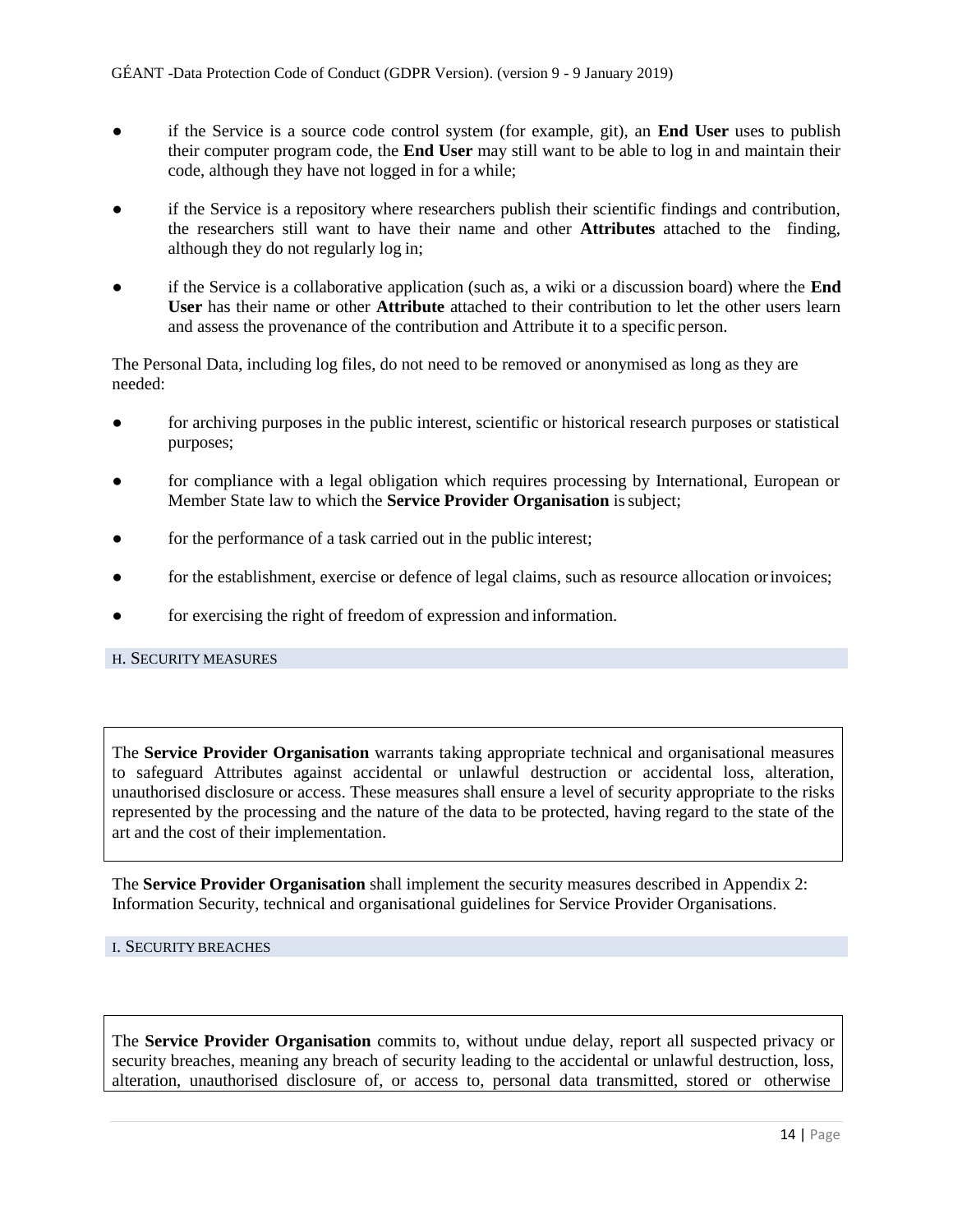- if the Service is a source code control system (for example, git), an **End User** uses to publish their computer program code, the **End User** may still want to be able to log in and maintain their code, although they have not logged in for a while;
- if the Service is a repository where researchers publish their scientific findings and contribution, the researchers still want to have their name and other **Attributes** attached to the finding, although they do not regularly log in;
- if the Service is a collaborative application (such as, a wiki or a discussion board) where the **End User** has their name or other **Attribute** attached to their contribution to let the other users learn and assess the provenance of the contribution and Attribute it to a specific person.

The Personal Data, including log files, do not need to be removed or anonymised as long as they are needed:

- for archiving purposes in the public interest, scientific or historical research purposes or statistical purposes;
- for compliance with a legal obligation which requires processing by International, European or Member State law to which the **Service Provider Organisation** is subject;
- for the performance of a task carried out in the public interest;
- for the establishment, exercise or defence of legal claims, such as resource allocation or invoices;
- for exercising the right of freedom of expression and information.

## H. Security measures

> The **Service Provider Organisation** warrants taking appropriate technical and organisational measures to safeguard Attributes against accidental or unlawful destruction or accidental loss, alteration, unauthorised disclosure or access. These measures shall ensure a level of security appropriate to the risks represented by the processing and the nature of the data to be protected, having regard to the state of the art and the cost of their implementation.

The **Service Provider Organisation** shall implement the security measures described in Appendix 2: Information Security, technical and organisational guidelines for Service Provider Organisations.

## I. Security breaches

> The **Service Provider Organisation** commits to, without undue delay, report all suspected privacy or security breaches, meaning any breach of security leading to the accidental or unlawful destruction, loss, alteration, unauthorised disclosure of, or access to, personal data transmitted, stored or otherwise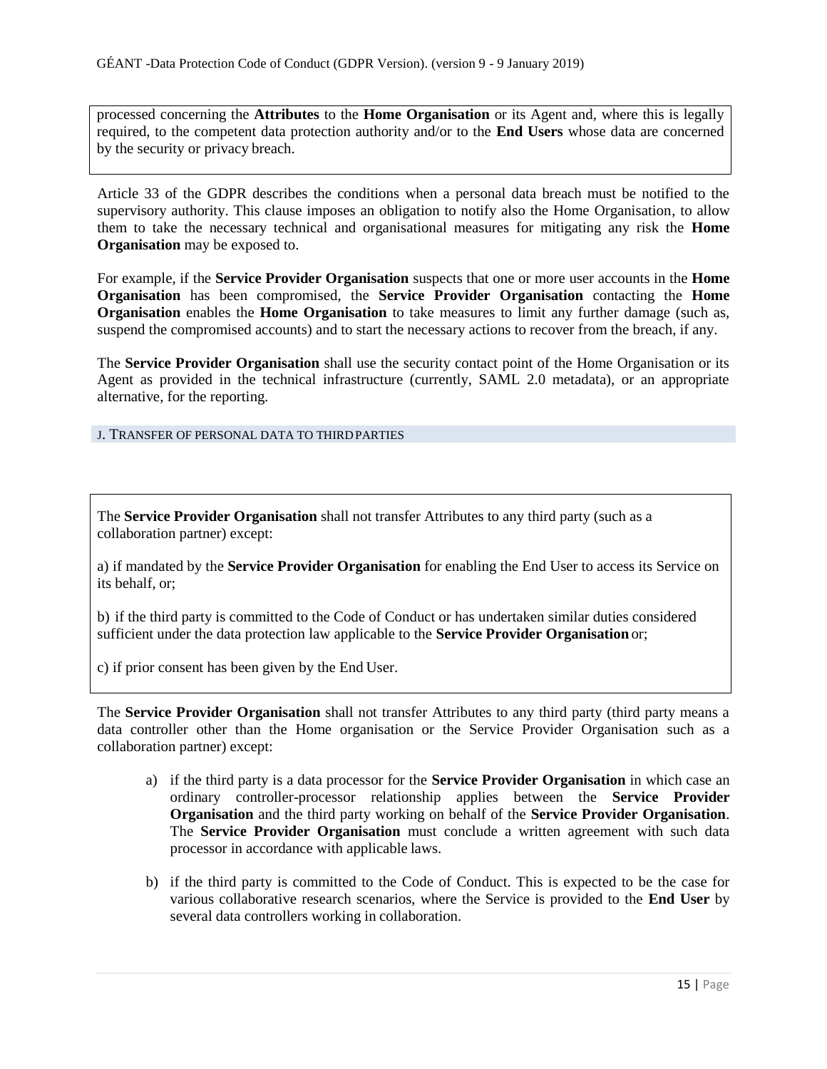processed concerning the **Attributes** to the **Home Organisation** or its Agent and, where this is legally required, to the competent data protection authority and/or to the **End Users** whose data are concerned by the security or privacy breach.

Article 33 of the GDPR describes the conditions when a personal data breach must be notified to the supervisory authority. This clause imposes an obligation to notify also the Home Organisation, to allow them to take the necessary technical and organisational measures for mitigating any risk the **Home Organisation** may be exposed to.

For example, if the **Service Provider Organisation** suspects that one or more user accounts in the **Home Organisation** has been compromised, the **Service Provider Organisation** contacting the **Home Organisation** enables the **Home Organisation** to take measures to limit any further damage (such as, suspend the compromised accounts) and to start the necessary actions to recover from the breach, if any.

The **Service Provider Organisation** shall use the security contact point of the Home Organisation or its Agent as provided in the technical infrastructure (currently, SAML 2.0 metadata), or an appropriate alternative, for the reporting.

## J. Transfer of personal data to third parties

The **Service Provider Organisation** shall not transfer Attributes to any third party (such as a collaboration partner) except:

a) if mandated by the **Service Provider Organisation** for enabling the End User to access its Service on its behalf, or;

b) if the third party is committed to the Code of Conduct or has undertaken similar duties considered sufficient under the data protection law applicable to the **Service Provider Organisation** or;

c) if prior consent has been given by the End User.

The **Service Provider Organisation** shall not transfer Attributes to any third party (third party means a data controller other than the Home organisation or the Service Provider Organisation such as a collaboration partner) except:

a) if the third party is a data processor for the **Service Provider Organisation** in which case an ordinary controller-processor relationship applies between the **Service Provider Organisation** and the third party working on behalf of the **Service Provider Organisation**. The **Service Provider Organisation** must conclude a written agreement with such data processor in accordance with applicable laws.

b) if the third party is committed to the Code of Conduct. This is expected to be the case for various collaborative research scenarios, where the Service is provided to the **End User** by several data controllers working in collaboration.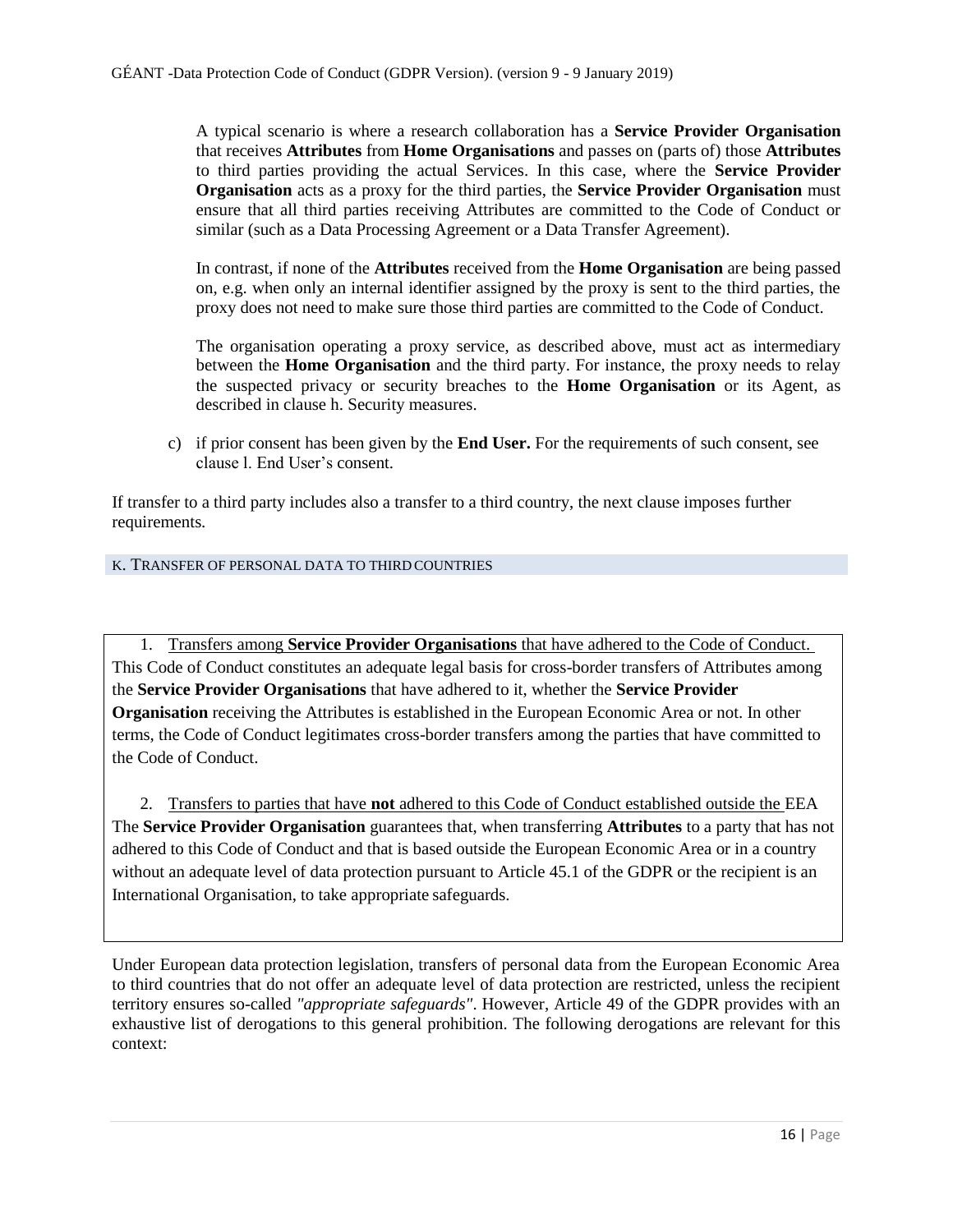A typical scenario is where a research collaboration has a **Service Provider Organisation** that receives **Attributes** from **Home Organisations** and passes on (parts of) those **Attributes** to third parties providing the actual Services. In this case, where the **Service Provider Organisation** acts as a proxy for the third parties, the **Service Provider Organisation** must ensure that all third parties receiving Attributes are committed to the Code of Conduct or similar (such as a Data Processing Agreement or a Data Transfer Agreement).

In contrast, if none of the **Attributes** received from the **Home Organisation** are being passed on, e.g. when only an internal identifier assigned by the proxy is sent to the third parties, the proxy does not need to make sure those third parties are committed to the Code of Conduct.

The organisation operating a proxy service, as described above, must act as intermediary between the **Home Organisation** and the third party. For instance, the proxy needs to relay the suspected privacy or security breaches to the **Home Organisation** or its Agent, as described in clause h. Security measures.

c) if prior consent has been given by the **End User.** For the requirements of such consent, see clause l. End User's consent.

If transfer to a third party includes also a transfer to a third country, the next clause imposes further requirements.

## K. Transfer of personal data to third countries

1. Transfers among **Service Provider Organisations** that have adhered to the Code of Conduct.

This Code of Conduct constitutes an adequate legal basis for cross-border transfers of Attributes among the **Service Provider Organisations** that have adhered to it, whether the **Service Provider Organisation** receiving the Attributes is established in the European Economic Area or not. In other terms, the Code of Conduct legitimates cross-border transfers among the parties that have committed to the Code of Conduct.

2. Transfers to parties that have **not** adhered to this Code of Conduct established outside the EEA

The **Service Provider Organisation** guarantees that, when transferring **Attributes** to a party that has not adhered to this Code of Conduct and that is based outside the European Economic Area or in a country without an adequate level of data protection pursuant to Article 45.1 of the GDPR or the recipient is an International Organisation, to take appropriate safeguards.

Under European data protection legislation, transfers of personal data from the European Economic Area to third countries that do not offer an adequate level of data protection are restricted, unless the recipient territory ensures so-called *"appropriate safeguards"*. However, Article 49 of the GDPR provides with an exhaustive list of derogations to this general prohibition. The following derogations are relevant for this context: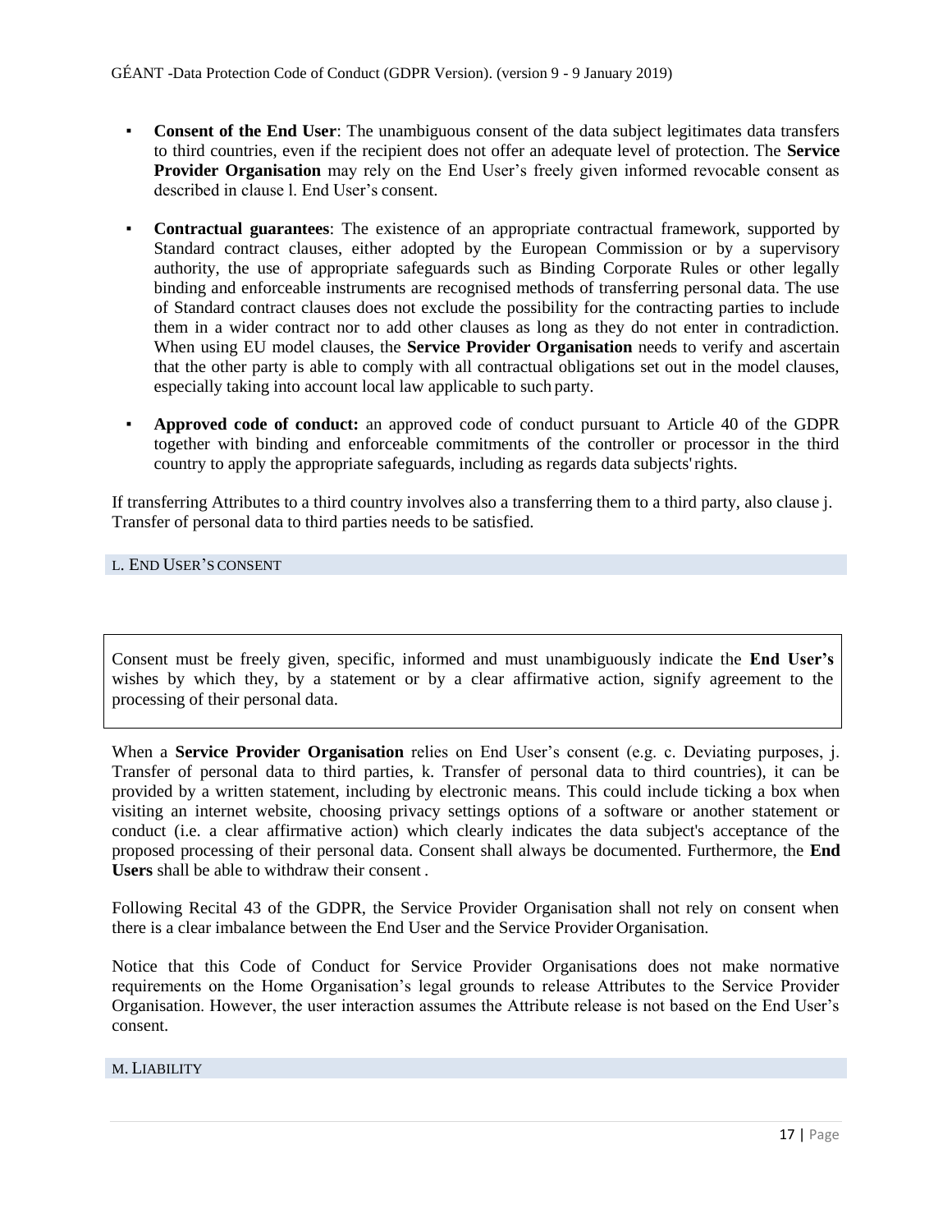- **Consent of the End User**: The unambiguous consent of the data subject legitimates data transfers to third countries, even if the recipient does not offer an adequate level of protection. The **Service Provider Organisation** may rely on the End User's freely given informed revocable consent as described in clause l. End User's consent.

- **Contractual guarantees**: The existence of an appropriate contractual framework, supported by Standard contract clauses, either adopted by the European Commission or by a supervisory authority, the use of appropriate safeguards such as Binding Corporate Rules or other legally binding and enforceable instruments are recognised methods of transferring personal data. The use of Standard contract clauses does not exclude the possibility for the contracting parties to include them in a wider contract nor to add other clauses as long as they do not enter in contradiction. When using EU model clauses, the **Service Provider Organisation** needs to verify and ascertain that the other party is able to comply with all contractual obligations set out in the model clauses, especially taking into account local law applicable to such party.

- **Approved code of conduct:** an approved code of conduct pursuant to Article 40 of the GDPR together with binding and enforceable commitments of the controller or processor in the third country to apply the appropriate safeguards, including as regards data subjects' rights.

If transferring Attributes to a third country involves also a transferring them to a third party, also clause j. Transfer of personal data to third parties needs to be satisfied.

## L. End User's consent

Consent must be freely given, specific, informed and must unambiguously indicate the **End User's** wishes by which they, by a statement or by a clear affirmative action, signify agreement to the processing of their personal data.

When a **Service Provider Organisation** relies on End User's consent (e.g. c. Deviating purposes, j. Transfer of personal data to third parties, k. Transfer of personal data to third countries), it can be provided by a written statement, including by electronic means. This could include ticking a box when visiting an internet website, choosing privacy settings options of a software or another statement or conduct (i.e. a clear affirmative action) which clearly indicates the data subject's acceptance of the proposed processing of their personal data. Consent shall always be documented. Furthermore, the **End Users** shall be able to withdraw their consent .

Following Recital 43 of the GDPR, the Service Provider Organisation shall not rely on consent when there is a clear imbalance between the End User and the Service Provider Organisation.

Notice that this Code of Conduct for Service Provider Organisations does not make normative requirements on the Home Organisation's legal grounds to release Attributes to the Service Provider Organisation. However, the user interaction assumes the Attribute release is not based on the End User's consent.

## M. Liability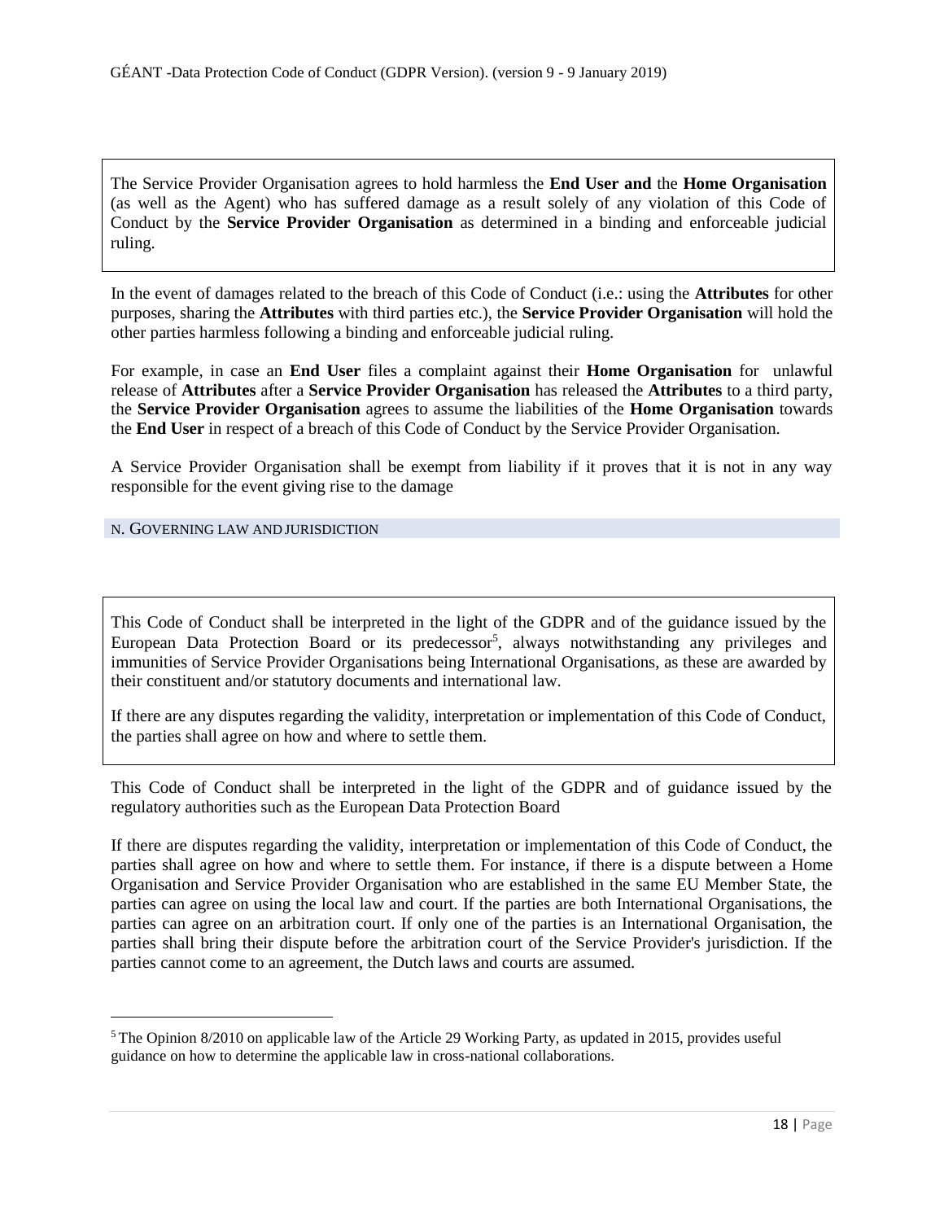The Service Provider Organisation agrees to hold harmless the **End User and** the **Home Organisation** (as well as the Agent) who has suffered damage as a result solely of any violation of this Code of Conduct by the **Service Provider Organisation** as determined in a binding and enforceable judicial ruling.

In the event of damages related to the breach of this Code of Conduct (i.e.: using the **Attributes** for other purposes, sharing the **Attributes** with third parties etc.), the **Service Provider Organisation** will hold the other parties harmless following a binding and enforceable judicial ruling.

For example, in case an **End User** files a complaint against their **Home Organisation** for unlawful release of **Attributes** after a **Service Provider Organisation** has released the **Attributes** to a third party, the **Service Provider Organisation** agrees to assume the liabilities of the **Home Organisation** towards the **End User** in respect of a breach of this Code of Conduct by the Service Provider Organisation.

A Service Provider Organisation shall be exempt from liability if it proves that it is not in any way responsible for the event giving rise to the damage

## N. GOVERNING LAW AND JURISDICTION

This Code of Conduct shall be interpreted in the light of the GDPR and of the guidance issued by the European Data Protection Board or its predecessor[5], always notwithstanding any privileges and immunities of Service Provider Organisations being International Organisations, as these are awarded by their constituent and/or statutory documents and international law.

If there are any disputes regarding the validity, interpretation or implementation of this Code of Conduct, the parties shall agree on how and where to settle them.

This Code of Conduct shall be interpreted in the light of the GDPR and of guidance issued by the regulatory authorities such as the European Data Protection Board

If there are disputes regarding the validity, interpretation or implementation of this Code of Conduct, the parties shall agree on how and where to settle them. For instance, if there is a dispute between a Home Organisation and Service Provider Organisation who are established in the same EU Member State, the parties can agree on using the local law and court. If the parties are both International Organisations, the parties can agree on an arbitration court. If only one of the parties is an International Organisation, the parties shall bring their dispute before the arbitration court of the Service Provider's jurisdiction. If the parties cannot come to an agreement, the Dutch laws and courts are assumed.

[5] The Opinion 8/2010 on applicable law of the Article 29 Working Party, as updated in 2015, provides useful guidance on how to determine the applicable law in cross-national collaborations.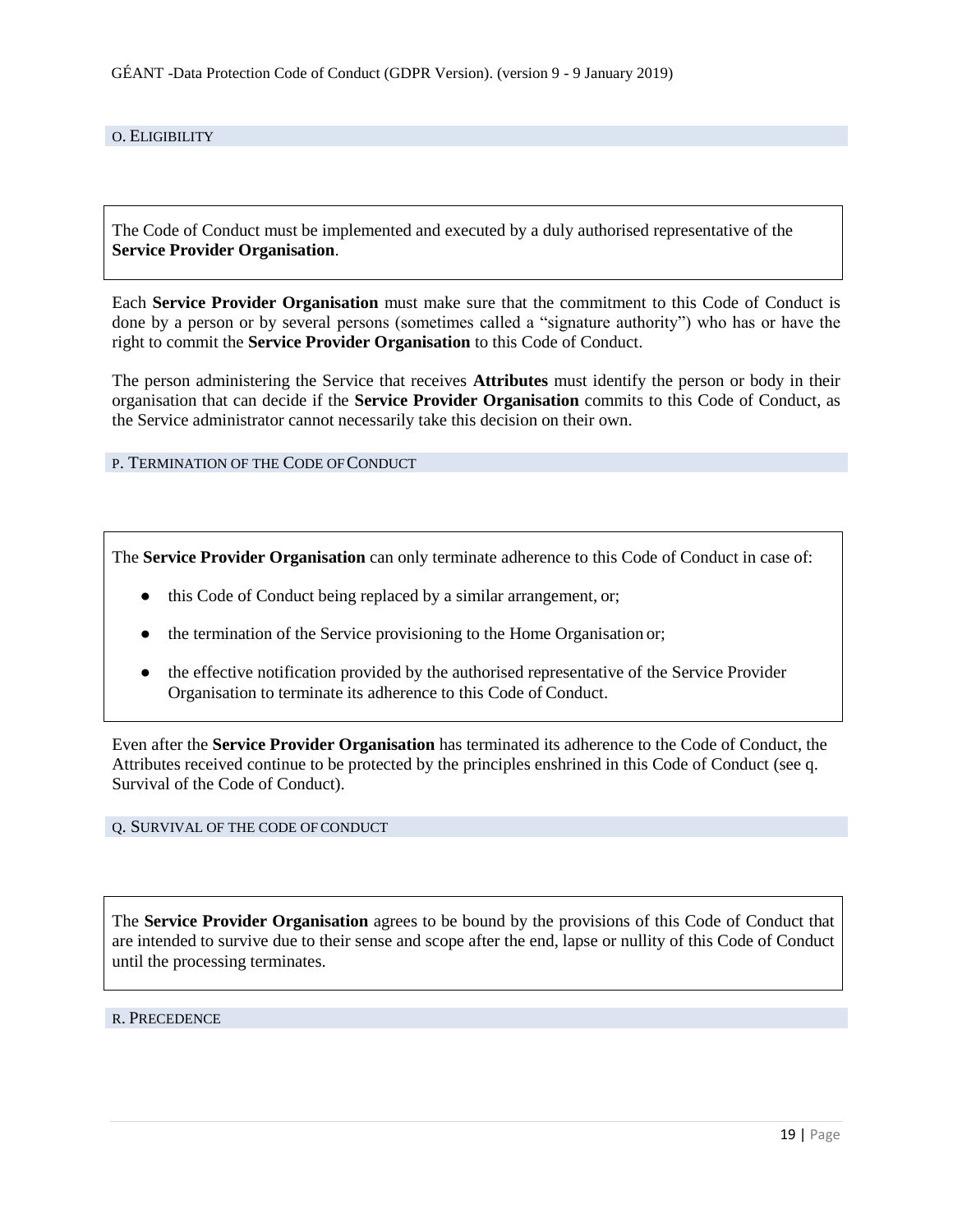## O. Eligibility

The Code of Conduct must be implemented and executed by a duly authorised representative of the **Service Provider Organisation**.

Each **Service Provider Organisation** must make sure that the commitment to this Code of Conduct is done by a person or by several persons (sometimes called a "signature authority") who has or have the right to commit the **Service Provider Organisation** to this Code of Conduct.

The person administering the Service that receives **Attributes** must identify the person or body in their organisation that can decide if the **Service Provider Organisation** commits to this Code of Conduct, as the Service administrator cannot necessarily take this decision on their own.

## P. Termination of the Code of Conduct

The **Service Provider Organisation** can only terminate adherence to this Code of Conduct in case of:

- this Code of Conduct being replaced by a similar arrangement, or;
- the termination of the Service provisioning to the Home Organisation or;
- the effective notification provided by the authorised representative of the Service Provider Organisation to terminate its adherence to this Code of Conduct.

Even after the **Service Provider Organisation** has terminated its adherence to the Code of Conduct, the Attributes received continue to be protected by the principles enshrined in this Code of Conduct (see q. Survival of the Code of Conduct).

## Q. Survival of the code of conduct

The **Service Provider Organisation** agrees to be bound by the provisions of this Code of Conduct that are intended to survive due to their sense and scope after the end, lapse or nullity of this Code of Conduct until the processing terminates.

## R. Precedence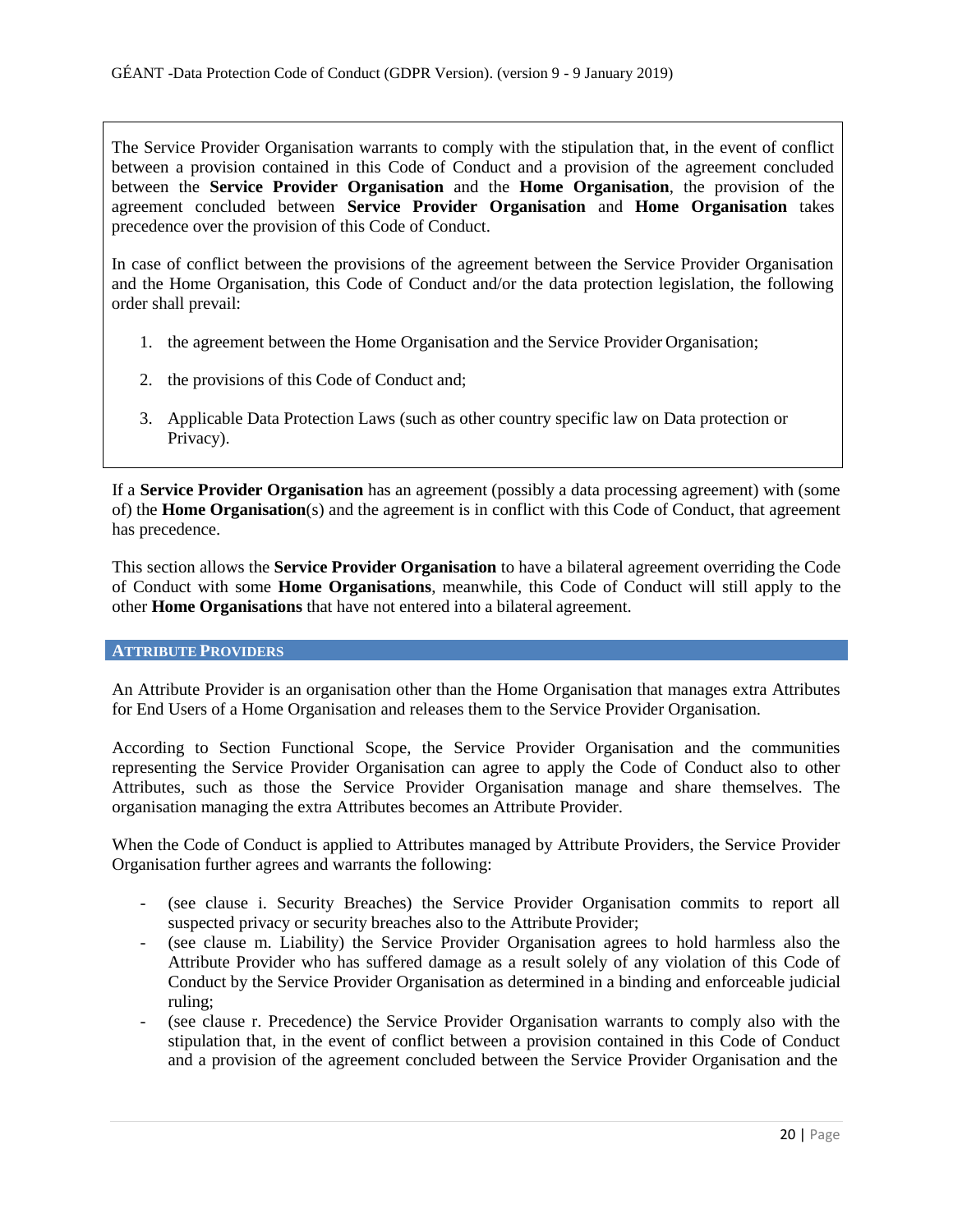The Service Provider Organisation warrants to comply with the stipulation that, in the event of conflict between a provision contained in this Code of Conduct and a provision of the agreement concluded between the **Service Provider Organisation** and the **Home Organisation**, the provision of the agreement concluded between **Service Provider Organisation** and **Home Organisation** takes precedence over the provision of this Code of Conduct.

In case of conflict between the provisions of the agreement between the Service Provider Organisation and the Home Organisation, this Code of Conduct and/or the data protection legislation, the following order shall prevail:

1. the agreement between the Home Organisation and the Service Provider Organisation;
2. the provisions of this Code of Conduct and;
3. Applicable Data Protection Laws (such as other country specific law on Data protection or Privacy).

If a **Service Provider Organisation** has an agreement (possibly a data processing agreement) with (some of) the **Home Organisation**(s) and the agreement is in conflict with this Code of Conduct, that agreement has precedence.

This section allows the **Service Provider Organisation** to have a bilateral agreement overriding the Code of Conduct with some **Home Organisations**, meanwhile, this Code of Conduct will still apply to the other **Home Organisations** that have not entered into a bilateral agreement.

## ATTRIBUTE PROVIDERS

An Attribute Provider is an organisation other than the Home Organisation that manages extra Attributes for End Users of a Home Organisation and releases them to the Service Provider Organisation.

According to Section Functional Scope, the Service Provider Organisation and the communities representing the Service Provider Organisation can agree to apply the Code of Conduct also to other Attributes, such as those the Service Provider Organisation manage and share themselves. The organisation managing the extra Attributes becomes an Attribute Provider.

When the Code of Conduct is applied to Attributes managed by Attribute Providers, the Service Provider Organisation further agrees and warrants the following:

- (see clause i. Security Breaches) the Service Provider Organisation commits to report all suspected privacy or security breaches also to the Attribute Provider;
- (see clause m. Liability) the Service Provider Organisation agrees to hold harmless also the Attribute Provider who has suffered damage as a result solely of any violation of this Code of Conduct by the Service Provider Organisation as determined in a binding and enforceable judicial ruling;
- (see clause r. Precedence) the Service Provider Organisation warrants to comply also with the stipulation that, in the event of conflict between a provision contained in this Code of Conduct and a provision of the agreement concluded between the Service Provider Organisation and the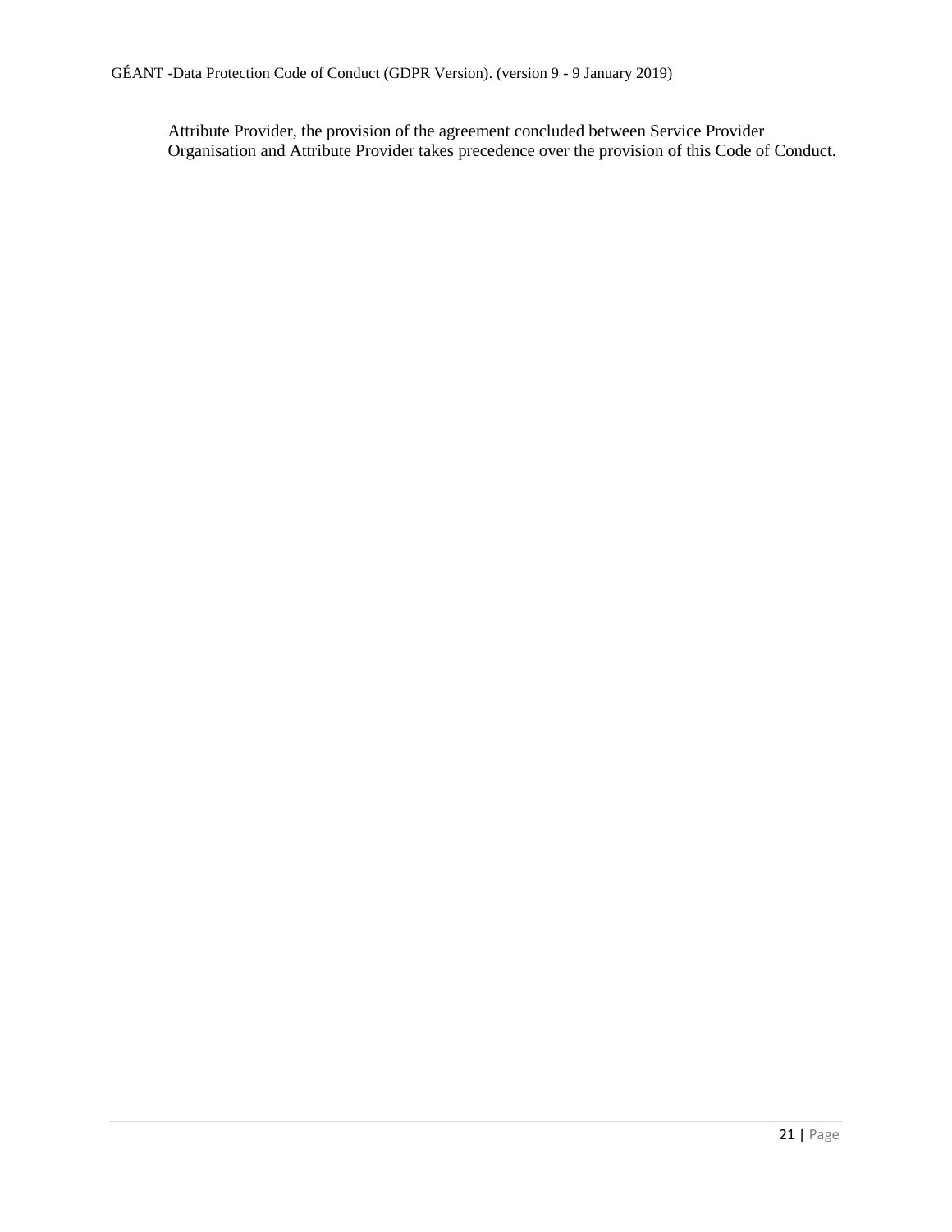Attribute Provider, the provision of the agreement concluded between Service Provider Organisation and Attribute Provider takes precedence over the provision of this Code of Conduct.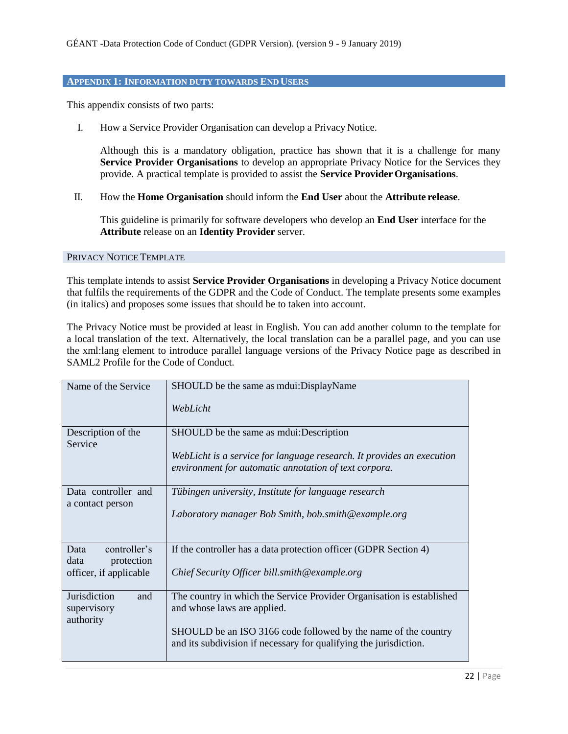## APPENDIX 1: INFORMATION DUTY TOWARDS END USERS

This appendix consists of two parts:

I. How a Service Provider Organisation can develop a Privacy Notice.

   Although this is a mandatory obligation, practice has shown that it is a challenge for many **Service Provider Organisations** to develop an appropriate Privacy Notice for the Services they provide. A practical template is provided to assist the **Service Provider Organisations**.

II. How the **Home Organisation** should inform the **End User** about the **Attribute release**.

   This guideline is primarily for software developers who develop an **End User** interface for the **Attribute** release on an **Identity Provider** server.

### PRIVACY NOTICE TEMPLATE

This template intends to assist **Service Provider Organisations** in developing a Privacy Notice document that fulfils the requirements of the GDPR and the Code of Conduct. The template presents some examples (in italics) and proposes some issues that should be to taken into account.

The Privacy Notice must be provided at least in English. You can add another column to the template for a local translation of the text. Alternatively, the local translation can be a parallel page, and you can use the xml:lang element to introduce parallel language versions of the Privacy Notice page as described in SAML2 Profile for the Code of Conduct.

| | |
|---|---|
| Name of the Service | SHOULD be the same as mdui:DisplayName<br><br>*WebLicht* |
| Description of the Service | SHOULD be the same as mdui:Description<br><br>*WebLicht is a service for language research. It provides an execution environment for automatic annotation of text corpora.* |
| Data controller and a contact person | *Tübingen university, Institute for language research*<br><br>*Laboratory manager Bob Smith, bob.smith@example.org* |
| Data controller's data protection officer, if applicable | If the controller has a data protection officer (GDPR Section 4)<br><br>*Chief Security Officer bill.smith@example.org* |
| Jurisdiction and supervisory authority | The country in which the Service Provider Organisation is established and whose laws are applied.<br><br>SHOULD be an ISO 3166 code followed by the name of the country and its subdivision if necessary for qualifying the jurisdiction. |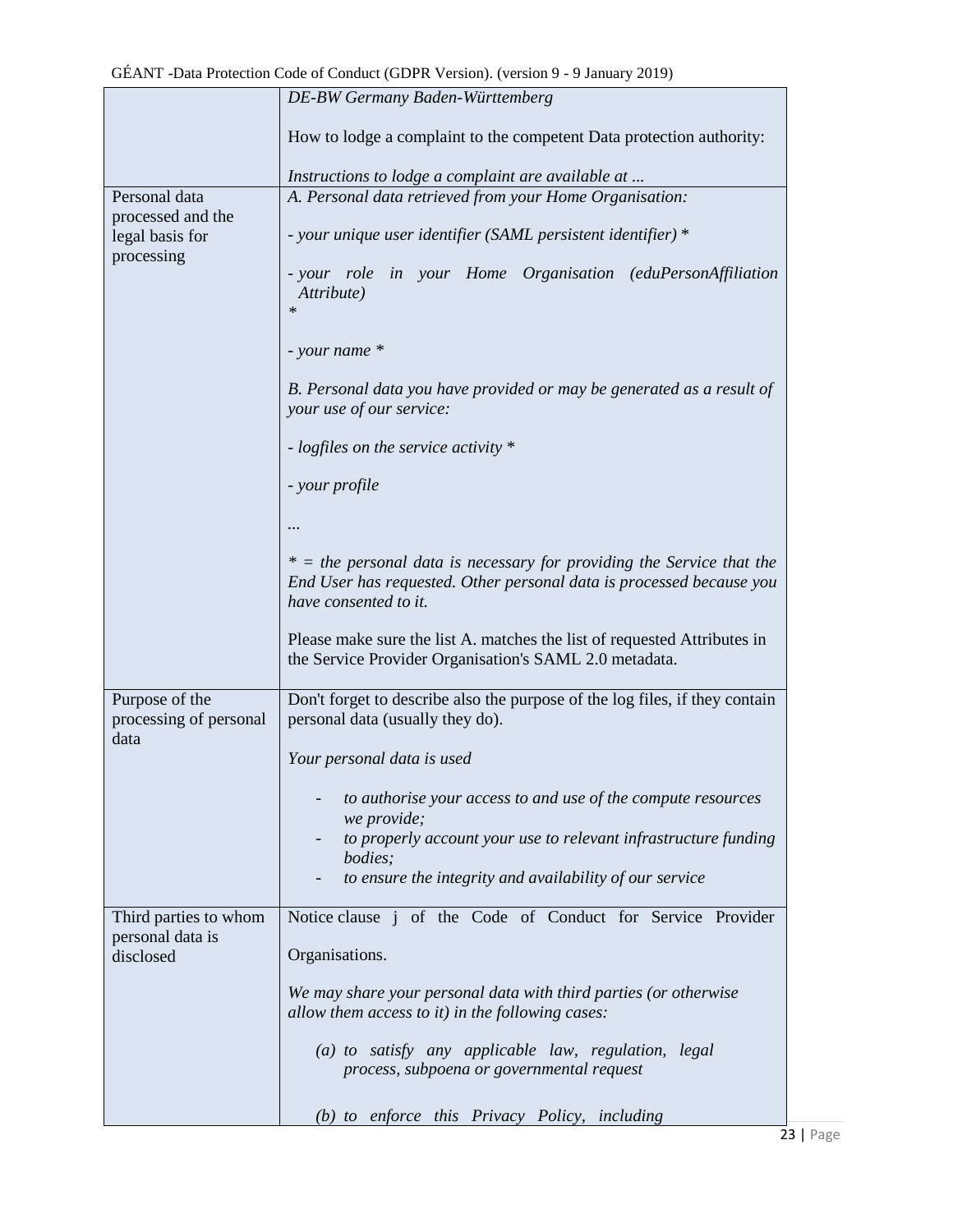| | |
|---|---|
| | *DE-BW Germany Baden-Württemberg*<br><br>How to lodge a complaint to the competent Data protection authority:<br><br>*Instructions to lodge a complaint are available at ...* |
| Personal data processed and the legal basis for processing | *A. Personal data retrieved from your Home Organisation:*<br><br>*- your unique user identifier (SAML persistent identifier) **<br><br>*- your role in your Home Organisation (eduPersonAffiliation Attribute) **<br><br>*- your name **<br><br>*B. Personal data you have provided or may be generated as a result of your use of our service:*<br><br>*- logfiles on the service activity **<br><br>*- your profile*<br><br>*...*<br><br>** = the personal data is necessary for providing the Service that the End User has requested. Other personal data is processed because you have consented to it.*<br><br>Please make sure the list A. matches the list of requested Attributes in the Service Provider Organisation's SAML 2.0 metadata. |
| Purpose of the processing of personal data | Don't forget to describe also the purpose of the log files, if they contain personal data (usually they do).<br><br>*Your personal data is used*<br><br>- *to authorise your access to and use of the compute resources we provide;*<br>- *to properly account your use to relevant infrastructure funding bodies;*<br>- *to ensure the integrity and availability of our service* |
| Third parties to whom personal data is disclosed | Notice clause j of the Code of Conduct for Service Provider Organisations.<br><br>*We may share your personal data with third parties (or otherwise allow them access to it) in the following cases:*<br><br>*(a) to satisfy any applicable law, regulation, legal process, subpoena or governmental request*<br><br>*(b) to enforce this Privacy Policy, including* |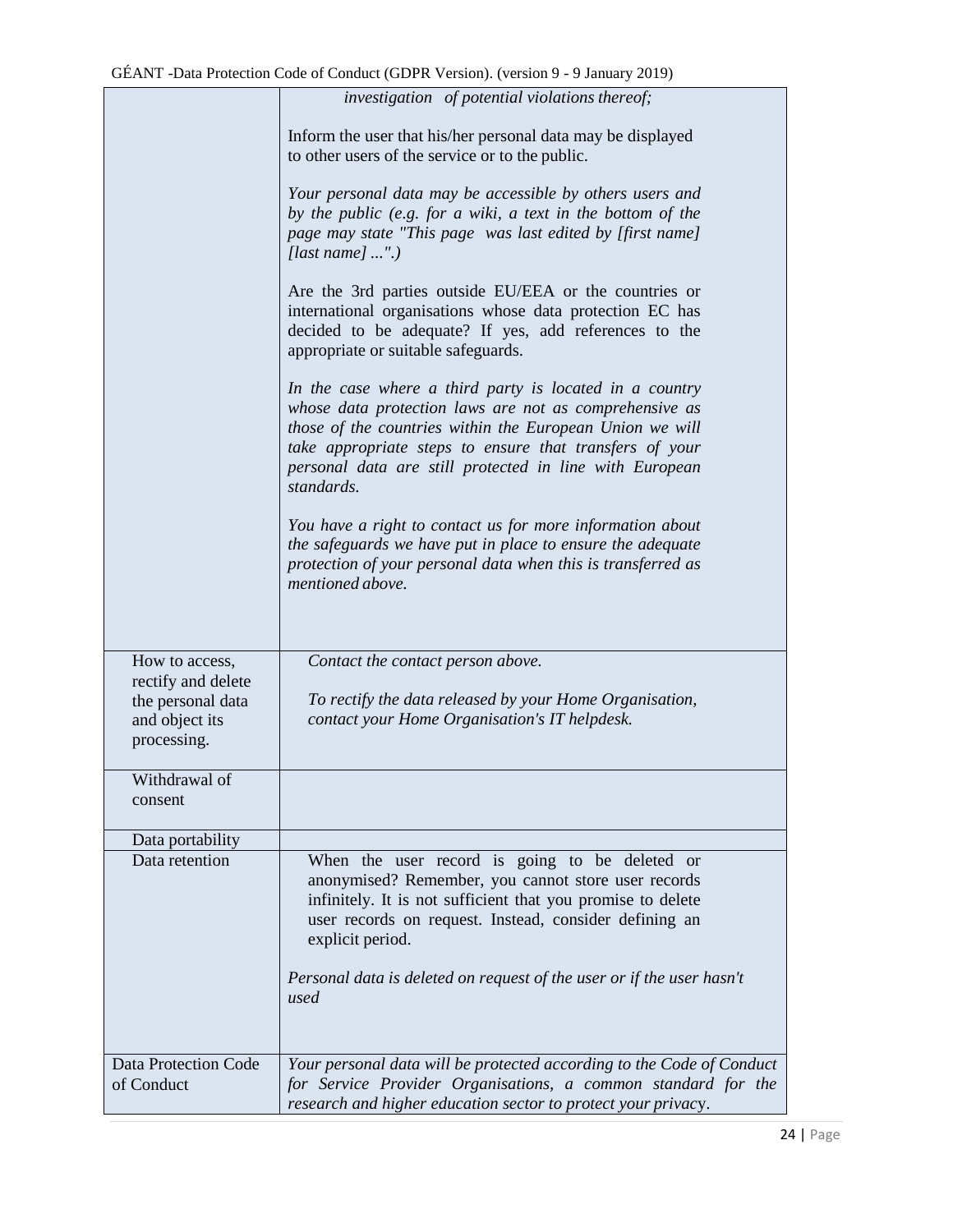| | |
|---|---|
| | *investigation of potential violations thereof;*<br><br>Inform the user that his/her personal data may be displayed to other users of the service or to the public.<br><br>*Your personal data may be accessible by others users and by the public (e.g. for a wiki, a text in the bottom of the page may state "This page was last edited by [first name] [last name] ...".)*<br><br>Are the 3rd parties outside EU/EEA or the countries or international organisations whose data protection EC has decided to be adequate? If yes, add references to the appropriate or suitable safeguards.<br><br>*In the case where a third party is located in a country whose data protection laws are not as comprehensive as those of the countries within the European Union we will take appropriate steps to ensure that transfers of your personal data are still protected in line with European standards.*<br><br>*You have a right to contact us for more information about the safeguards we have put in place to ensure the adequate protection of your personal data when this is transferred as mentioned above.* |
| How to access, rectify and delete the personal data and object its processing. | *Contact the contact person above.*<br><br>*To rectify the data released by your Home Organisation, contact your Home Organisation's IT helpdesk.* |
| Withdrawal of consent | |
| Data portability | |
| Data retention | When the user record is going to be deleted or anonymised? Remember, you cannot store user records infinitely. It is not sufficient that you promise to delete user records on request. Instead, consider defining an explicit period.<br><br>*Personal data is deleted on request of the user or if the user hasn't used* |
| Data Protection Code of Conduct | *Your personal data will be protected according to the Code of Conduct for Service Provider Organisations, a common standard for the research and higher education sector to protect your privacy.* |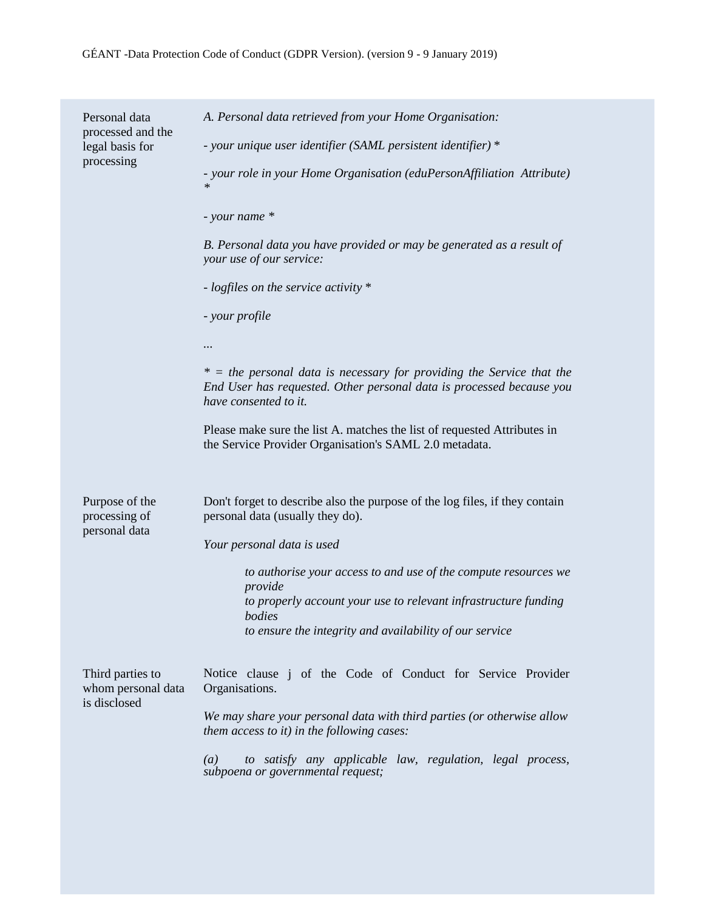| | |
|---|---|
| Personal data processed and the legal basis for processing | *A. Personal data retrieved from your Home Organisation:*<br><br>*- your unique user identifier (SAML persistent identifier) **<br><br>*- your role in your Home Organisation (eduPersonAffiliation Attribute) **<br><br>*- your name **<br><br>*B. Personal data you have provided or may be generated as a result of your use of our service:*<br><br>*- logfiles on the service activity **<br><br>*- your profile*<br><br>*...*<br><br>** = the personal data is necessary for providing the Service that the End User has requested. Other personal data is processed because you have consented to it.*<br><br>Please make sure the list A. matches the list of requested Attributes in the Service Provider Organisation's SAML 2.0 metadata. |
| Purpose of the processing of personal data | Don't forget to describe also the purpose of the log files, if they contain personal data (usually they do).<br><br>*Your personal data is used*<br><br>*to authorise your access to and use of the compute resources we provide*<br>*to properly account your use to relevant infrastructure funding bodies*<br>*to ensure the integrity and availability of our service* |
| Third parties to whom personal data is disclosed | Notice clause j of the Code of Conduct for Service Provider Organisations.<br><br>*We may share your personal data with third parties (or otherwise allow them access to it) in the following cases:*<br><br>*(a) to satisfy any applicable law, regulation, legal process, subpoena or governmental request;* |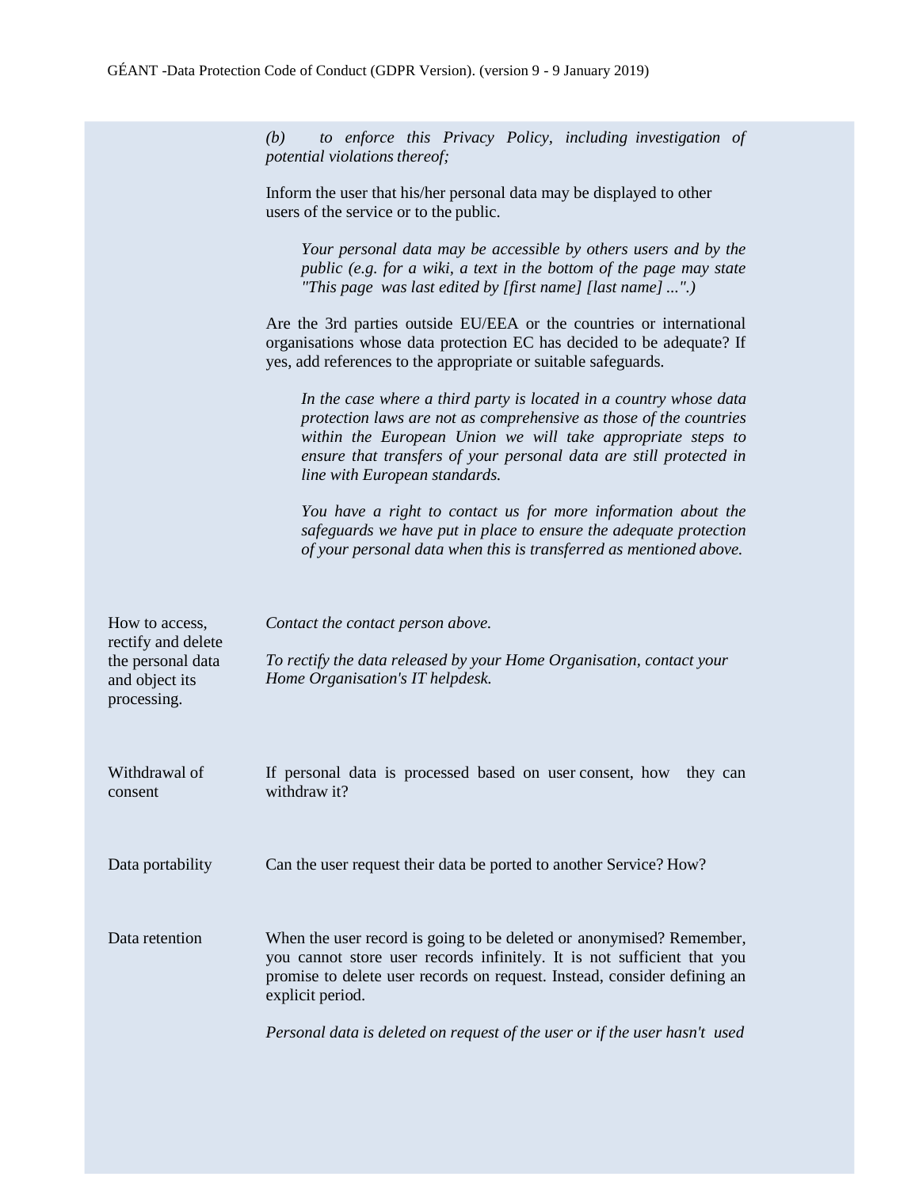| | |
|---|---|
| | *(b) to enforce this Privacy Policy, including investigation of potential violations thereof;*<br><br>Inform the user that his/her personal data may be displayed to other users of the service or to the public.<br><br>*Your personal data may be accessible by others users and by the public (e.g. for a wiki, a text in the bottom of the page may state "This page was last edited by [first name] [last name] ...".)*<br><br>Are the 3rd parties outside EU/EEA or the countries or international organisations whose data protection EC has decided to be adequate? If yes, add references to the appropriate or suitable safeguards.<br><br>*In the case where a third party is located in a country whose data protection laws are not as comprehensive as those of the countries within the European Union we will take appropriate steps to ensure that transfers of your personal data are still protected in line with European standards.*<br><br>*You have a right to contact us for more information about the safeguards we have put in place to ensure the adequate protection of your personal data when this is transferred as mentioned above.* |
| How to access, rectify and delete the personal data and object its processing. | *Contact the contact person above.*<br><br>*To rectify the data released by your Home Organisation, contact your Home Organisation's IT helpdesk.* |
| Withdrawal of consent | If personal data is processed based on user consent, how they can withdraw it? |
| Data portability | Can the user request their data be ported to another Service? How? |
| Data retention | When the user record is going to be deleted or anonymised? Remember, you cannot store user records infinitely. It is not sufficient that you promise to delete user records on request. Instead, consider defining an explicit period.<br><br>*Personal data is deleted on request of the user or if the user hasn't used* |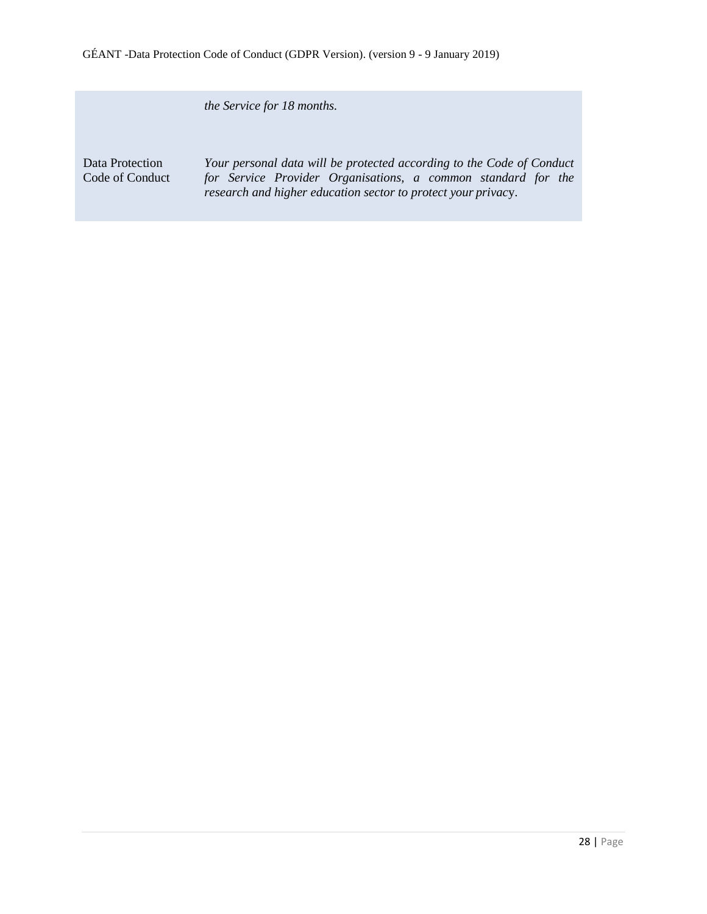| | |
|---|---|
| | *the Service for 18 months.* |
| Data Protection Code of Conduct | *Your personal data will be protected according to the Code of Conduct for Service Provider Organisations, a common standard for the research and higher education sector to protect your privacy*. |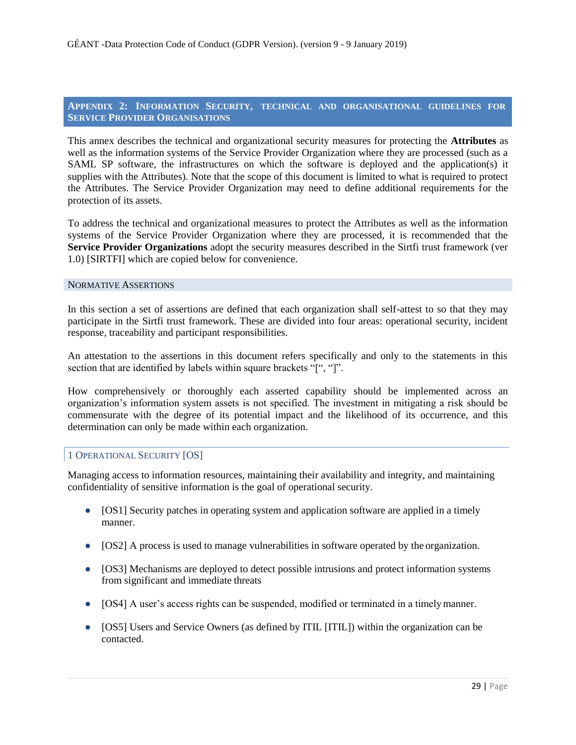## Appendix 2: Information Security, technical and organisational guidelines for Service Provider Organisations

This annex describes the technical and organizational security measures for protecting the **Attributes** as well as the information systems of the Service Provider Organization where they are processed (such as a SAML SP software, the infrastructures on which the software is deployed and the application(s) it supplies with the Attributes). Note that the scope of this document is limited to what is required to protect the Attributes. The Service Provider Organization may need to define additional requirements for the protection of its assets.

To address the technical and organizational measures to protect the Attributes as well as the information systems of the Service Provider Organization where they are processed, it is recommended that the **Service Provider Organizations** adopt the security measures described in the Sirtfi trust framework (ver 1.0) [SIRTFI] which are copied below for convenience.

### Normative Assertions

In this section a set of assertions are defined that each organization shall self-attest to so that they may participate in the Sirtfi trust framework. These are divided into four areas: operational security, incident response, traceability and participant responsibilities.

An attestation to the assertions in this document refers specifically and only to the statements in this section that are identified by labels within square brackets "[", "]".

How comprehensively or thoroughly each asserted capability should be implemented across an organization's information system assets is not specified. The investment in mitigating a risk should be commensurate with the degree of its potential impact and the likelihood of its occurrence, and this determination can only be made within each organization.

#### 1 Operational Security [OS]

Managing access to information resources, maintaining their availability and integrity, and maintaining confidentiality of sensitive information is the goal of operational security.

- [OS1] Security patches in operating system and application software are applied in a timely manner.
- [OS2] A process is used to manage vulnerabilities in software operated by the organization.
- [OS3] Mechanisms are deployed to detect possible intrusions and protect information systems from significant and immediate threats
- [OS4] A user's access rights can be suspended, modified or terminated in a timely manner.
- [OS5] Users and Service Owners (as defined by ITIL [ITIL]) within the organization can be contacted.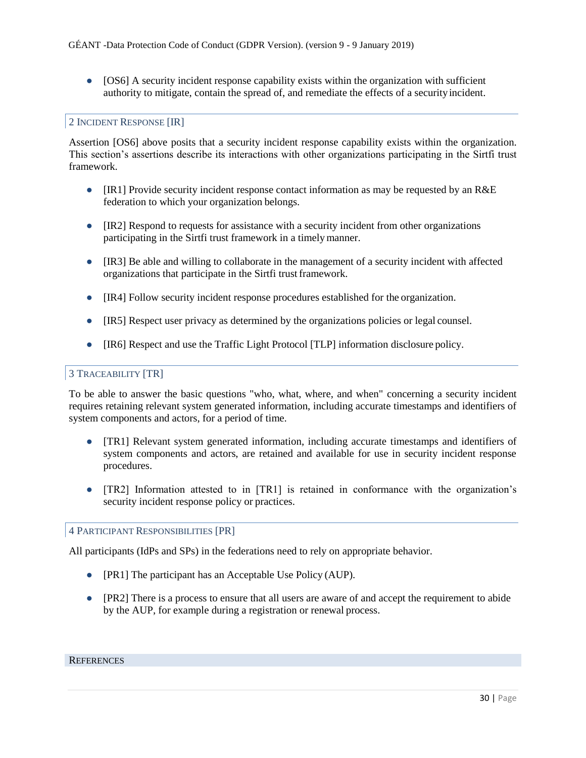- [OS6] A security incident response capability exists within the organization with sufficient authority to mitigate, contain the spread of, and remediate the effects of a security incident.

## 2 Incident Response [IR]

Assertion [OS6] above posits that a security incident response capability exists within the organization. This section's assertions describe its interactions with other organizations participating in the Sirtfi trust framework.

- [IR1] Provide security incident response contact information as may be requested by an R&E federation to which your organization belongs.
- [IR2] Respond to requests for assistance with a security incident from other organizations participating in the Sirtfi trust framework in a timely manner.
- [IR3] Be able and willing to collaborate in the management of a security incident with affected organizations that participate in the Sirtfi trust framework.
- [IR4] Follow security incident response procedures established for the organization.
- [IR5] Respect user privacy as determined by the organizations policies or legal counsel.
- [IR6] Respect and use the Traffic Light Protocol [TLP] information disclosure policy.

## 3 Traceability [TR]

To be able to answer the basic questions "who, what, where, and when" concerning a security incident requires retaining relevant system generated information, including accurate timestamps and identifiers of system components and actors, for a period of time.

- [TR1] Relevant system generated information, including accurate timestamps and identifiers of system components and actors, are retained and available for use in security incident response procedures.
- [TR2] Information attested to in [TR1] is retained in conformance with the organization's security incident response policy or practices.

## 4 Participant Responsibilities [PR]

All participants (IdPs and SPs) in the federations need to rely on appropriate behavior.

- [PR1] The participant has an Acceptable Use Policy (AUP).
- [PR2] There is a process to ensure that all users are aware of and accept the requirement to abide by the AUP, for example during a registration or renewal process.

## References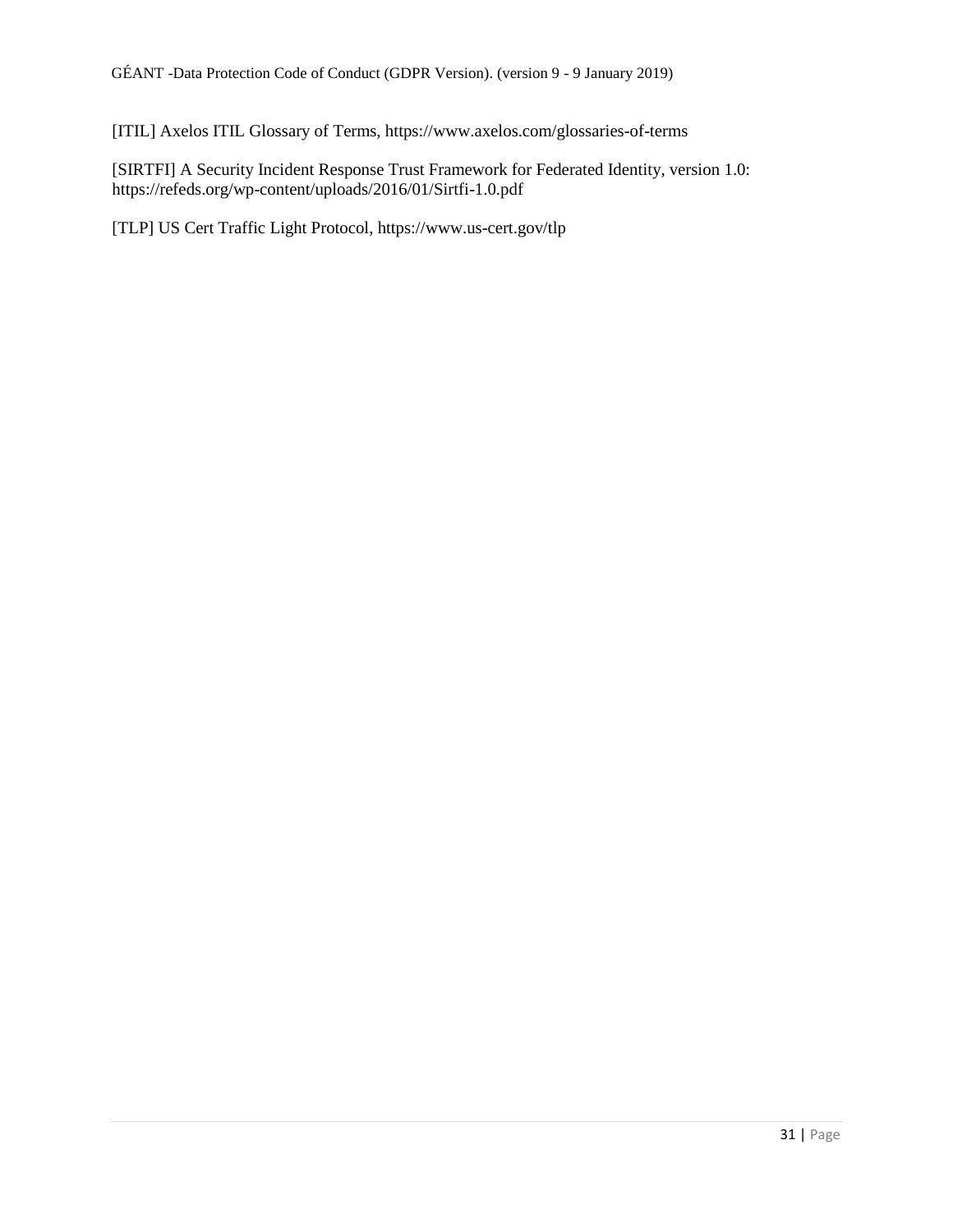[ITIL] Axelos ITIL Glossary of Terms, https://www.axelos.com/glossaries-of-terms

[SIRTFI] A Security Incident Response Trust Framework for Federated Identity, version 1.0: https://refeds.org/wp-content/uploads/2016/01/Sirtfi-1.0.pdf

[TLP] US Cert Traffic Light Protocol, https://www.us-cert.gov/tlp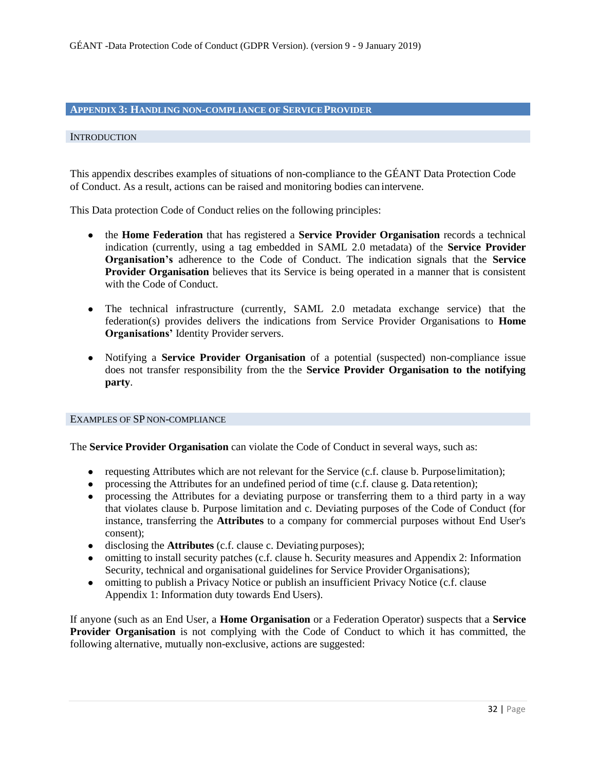## APPENDIX 3: HANDLING NON-COMPLIANCE OF SERVICE PROVIDER

### INTRODUCTION

This appendix describes examples of situations of non-compliance to the GÉANT Data Protection Code of Conduct. As a result, actions can be raised and monitoring bodies can intervene.

This Data protection Code of Conduct relies on the following principles:

- the **Home Federation** that has registered a **Service Provider Organisation** records a technical indication (currently, using a tag embedded in SAML 2.0 metadata) of the **Service Provider Organisation's** adherence to the Code of Conduct. The indication signals that the **Service Provider Organisation** believes that its Service is being operated in a manner that is consistent with the Code of Conduct.

- The technical infrastructure (currently, SAML 2.0 metadata exchange service) that the federation(s) provides delivers the indications from Service Provider Organisations to **Home Organisations'** Identity Provider servers.

- Notifying a **Service Provider Organisation** of a potential (suspected) non-compliance issue does not transfer responsibility from the the **Service Provider Organisation to the notifying party**.

### EXAMPLES OF SP NON-COMPLIANCE

The **Service Provider Organisation** can violate the Code of Conduct in several ways, such as:

- requesting Attributes which are not relevant for the Service (c.f. clause b. Purpose limitation);
- processing the Attributes for an undefined period of time (c.f. clause g. Data retention);
- processing the Attributes for a deviating purpose or transferring them to a third party in a way that violates clause b. Purpose limitation and c. Deviating purposes of the Code of Conduct (for instance, transferring the **Attributes** to a company for commercial purposes without End User's consent);
- disclosing the **Attributes** (c.f. clause c. Deviating purposes);
- omitting to install security patches (c.f. clause h. Security measures and Appendix 2: Information Security, technical and organisational guidelines for Service Provider Organisations);
- omitting to publish a Privacy Notice or publish an insufficient Privacy Notice (c.f. clause Appendix 1: Information duty towards End Users).

If anyone (such as an End User, a **Home Organisation** or a Federation Operator) suspects that a **Service Provider Organisation** is not complying with the Code of Conduct to which it has committed, the following alternative, mutually non-exclusive, actions are suggested: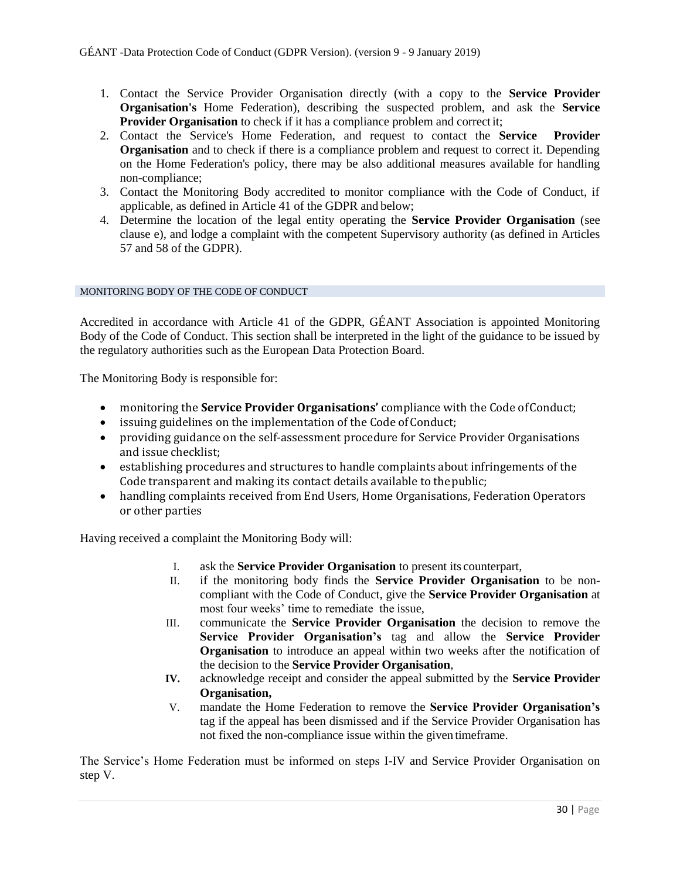1. Contact the Service Provider Organisation directly (with a copy to the **Service Provider Organisation's** Home Federation), describing the suspected problem, and ask the **Service Provider Organisation** to check if it has a compliance problem and correct it;
2. Contact the Service's Home Federation, and request to contact the **Service Provider Organisation** and to check if there is a compliance problem and request to correct it. Depending on the Home Federation's policy, there may be also additional measures available for handling non-compliance;
3. Contact the Monitoring Body accredited to monitor compliance with the Code of Conduct, if applicable, as defined in Article 41 of the GDPR and below;
4. Determine the location of the legal entity operating the **Service Provider Organisation** (see clause e), and lodge a complaint with the competent Supervisory authority (as defined in Articles 57 and 58 of the GDPR).

## MONITORING BODY OF THE CODE OF CONDUCT

Accredited in accordance with Article 41 of the GDPR, GÉANT Association is appointed Monitoring Body of the Code of Conduct. This section shall be interpreted in the light of the guidance to be issued by the regulatory authorities such as the European Data Protection Board.

The Monitoring Body is responsible for:

- monitoring the **Service Provider Organisations'** compliance with the Code of Conduct;
- issuing guidelines on the implementation of the Code of Conduct;
- providing guidance on the self-assessment procedure for Service Provider Organisations and issue checklist;
- establishing procedures and structures to handle complaints about infringements of the Code transparent and making its contact details available to the public;
- handling complaints received from End Users, Home Organisations, Federation Operators or other parties

Having received a complaint the Monitoring Body will:

I. ask the **Service Provider Organisation** to present its counterpart,
II. if the monitoring body finds the **Service Provider Organisation** to be non-compliant with the Code of Conduct, give the **Service Provider Organisation** at most four weeks' time to remediate the issue,
III. communicate the **Service Provider Organisation** the decision to remove the **Service Provider Organisation's** tag and allow the **Service Provider Organisation** to introduce an appeal within two weeks after the notification of the decision to the **Service Provider Organisation**,
**IV.** acknowledge receipt and consider the appeal submitted by the **Service Provider Organisation,**
V. mandate the Home Federation to remove the **Service Provider Organisation's** tag if the appeal has been dismissed and if the Service Provider Organisation has not fixed the non-compliance issue within the given timeframe.

The Service's Home Federation must be informed on steps I-IV and Service Provider Organisation on step V.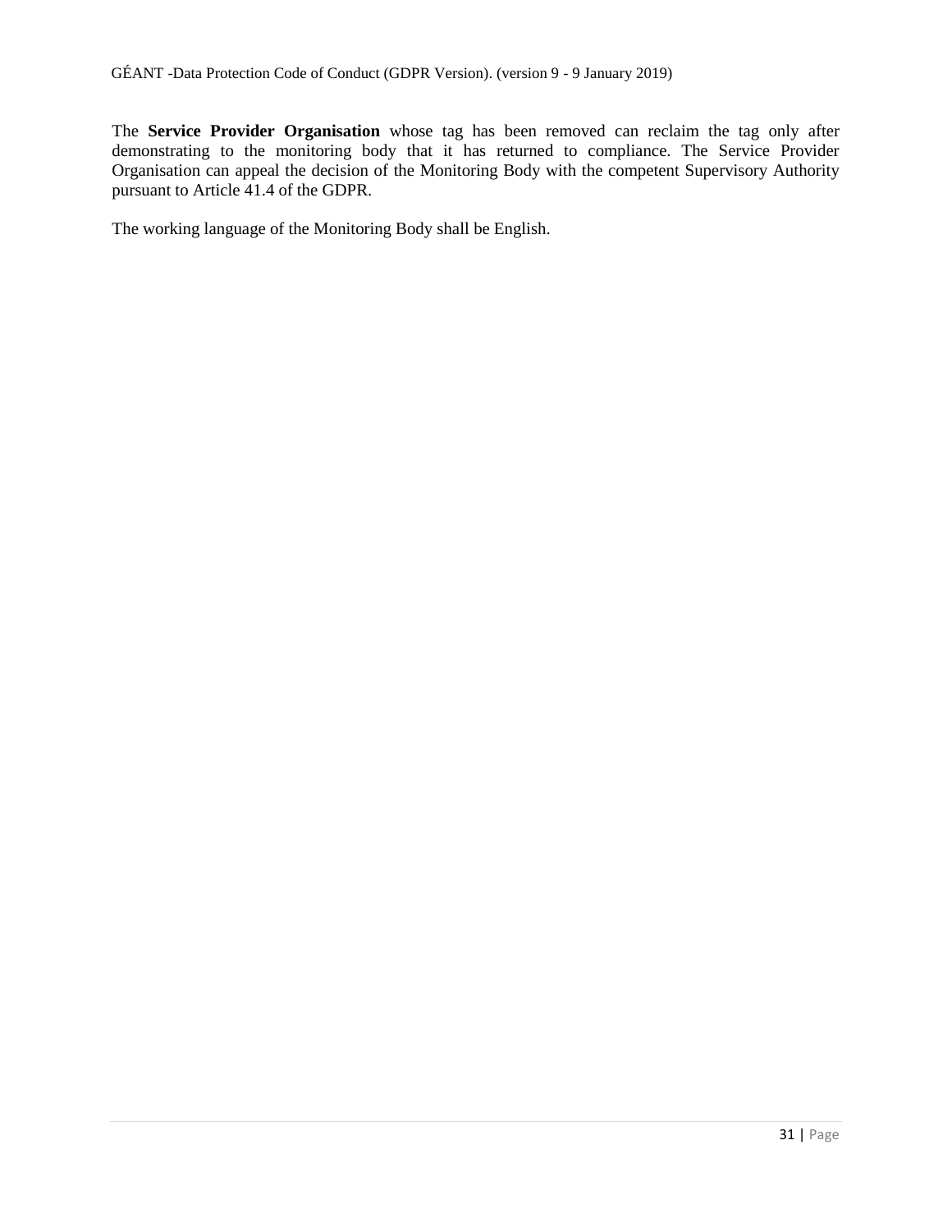The **Service Provider Organisation** whose tag has been removed can reclaim the tag only after demonstrating to the monitoring body that it has returned to compliance. The Service Provider Organisation can appeal the decision of the Monitoring Body with the competent Supervisory Authority pursuant to Article 41.4 of the GDPR.

The working language of the Monitoring Body shall be English.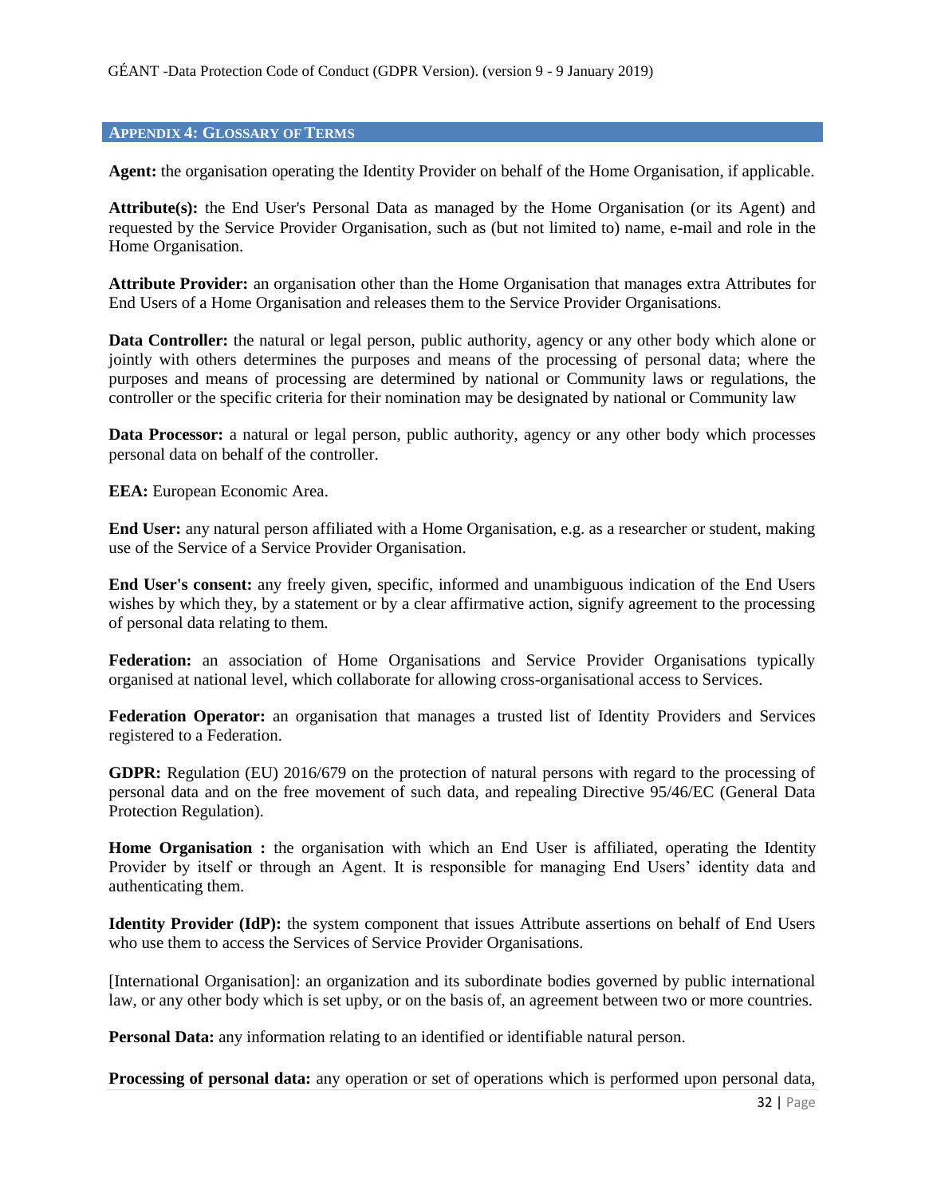## APPENDIX 4: GLOSSARY OF TERMS

**Agent:** the organisation operating the Identity Provider on behalf of the Home Organisation, if applicable.

**Attribute(s):** the End User's Personal Data as managed by the Home Organisation (or its Agent) and requested by the Service Provider Organisation, such as (but not limited to) name, e-mail and role in the Home Organisation.

**Attribute Provider:** an organisation other than the Home Organisation that manages extra Attributes for End Users of a Home Organisation and releases them to the Service Provider Organisations.

**Data Controller:** the natural or legal person, public authority, agency or any other body which alone or jointly with others determines the purposes and means of the processing of personal data; where the purposes and means of processing are determined by national or Community laws or regulations, the controller or the specific criteria for their nomination may be designated by national or Community law

**Data Processor:** a natural or legal person, public authority, agency or any other body which processes personal data on behalf of the controller.

**EEA:** European Economic Area.

**End User:** any natural person affiliated with a Home Organisation, e.g. as a researcher or student, making use of the Service of a Service Provider Organisation.

**End User's consent:** any freely given, specific, informed and unambiguous indication of the End Users wishes by which they, by a statement or by a clear affirmative action, signify agreement to the processing of personal data relating to them.

**Federation:** an association of Home Organisations and Service Provider Organisations typically organised at national level, which collaborate for allowing cross-organisational access to Services.

**Federation Operator:** an organisation that manages a trusted list of Identity Providers and Services registered to a Federation.

**GDPR:** Regulation (EU) 2016/679 on the protection of natural persons with regard to the processing of personal data and on the free movement of such data, and repealing Directive 95/46/EC (General Data Protection Regulation).

**Home Organisation :** the organisation with which an End User is affiliated, operating the Identity Provider by itself or through an Agent. It is responsible for managing End Users' identity data and authenticating them.

**Identity Provider (IdP):** the system component that issues Attribute assertions on behalf of End Users who use them to access the Services of Service Provider Organisations.

[International Organisation]: an organization and its subordinate bodies governed by public international law, or any other body which is set upby, or on the basis of, an agreement between two or more countries.

**Personal Data:** any information relating to an identified or identifiable natural person.

**Processing of personal data:** any operation or set of operations which is performed upon personal data,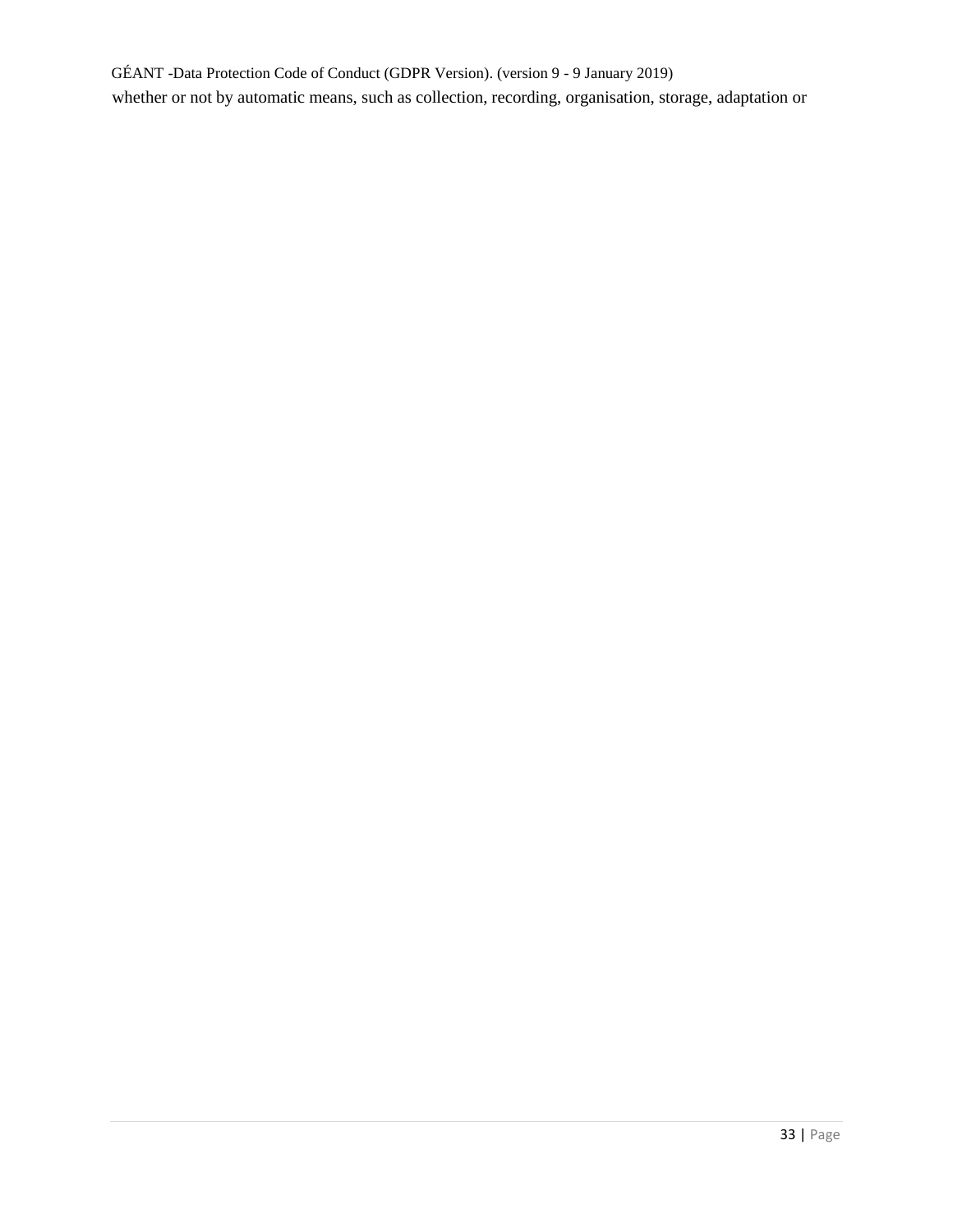whether or not by automatic means, such as collection, recording, organisation, storage, adaptation or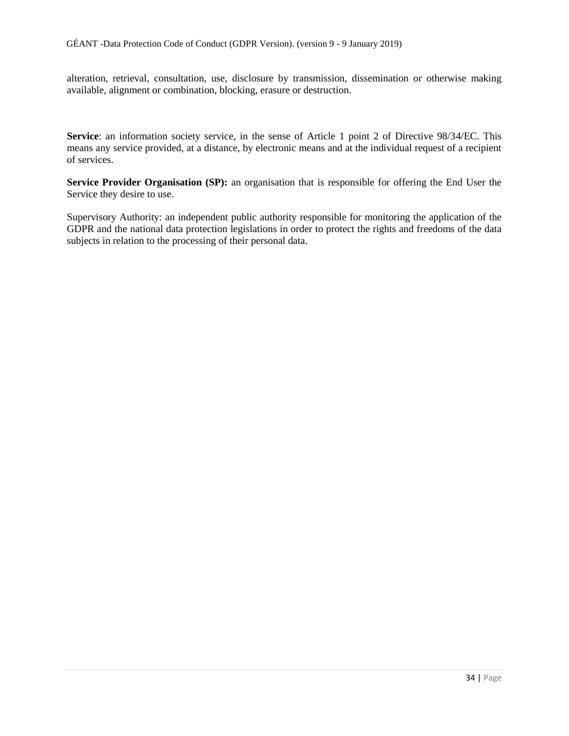alteration, retrieval, consultation, use, disclosure by transmission, dissemination or otherwise making available, alignment or combination, blocking, erasure or destruction.

**Service**: an information society service, in the sense of Article 1 point 2 of Directive 98/34/EC. This means any service provided, at a distance, by electronic means and at the individual request of a recipient of services.

**Service Provider Organisation (SP):** an organisation that is responsible for offering the End User the Service they desire to use.

Supervisory Authority: an independent public authority responsible for monitoring the application of the GDPR and the national data protection legislations in order to protect the rights and freedoms of the data subjects in relation to the processing of their personal data.